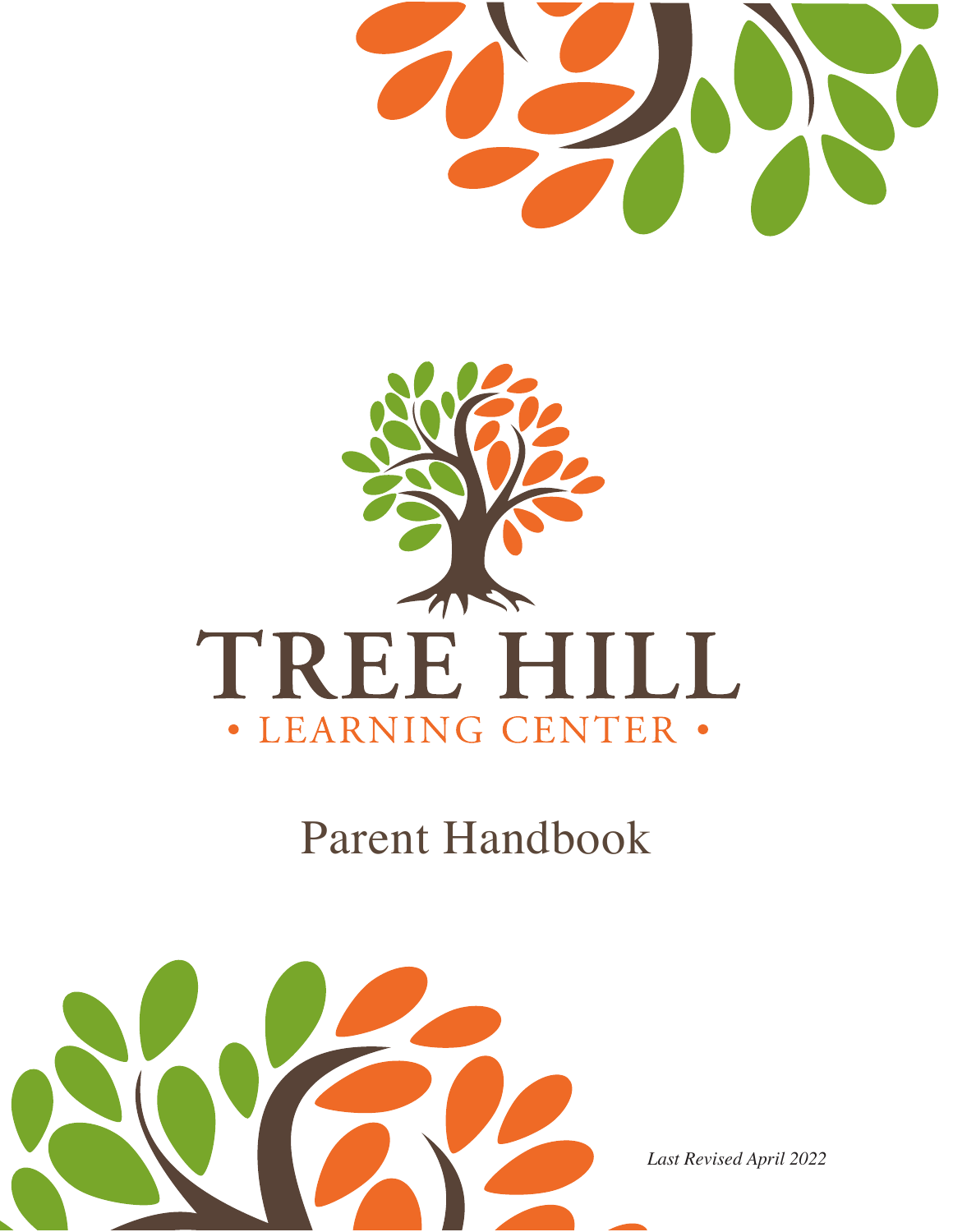# TREE HILL

• LEARNING CENTER •

## Parent Handbook

*Last Revised April 2022*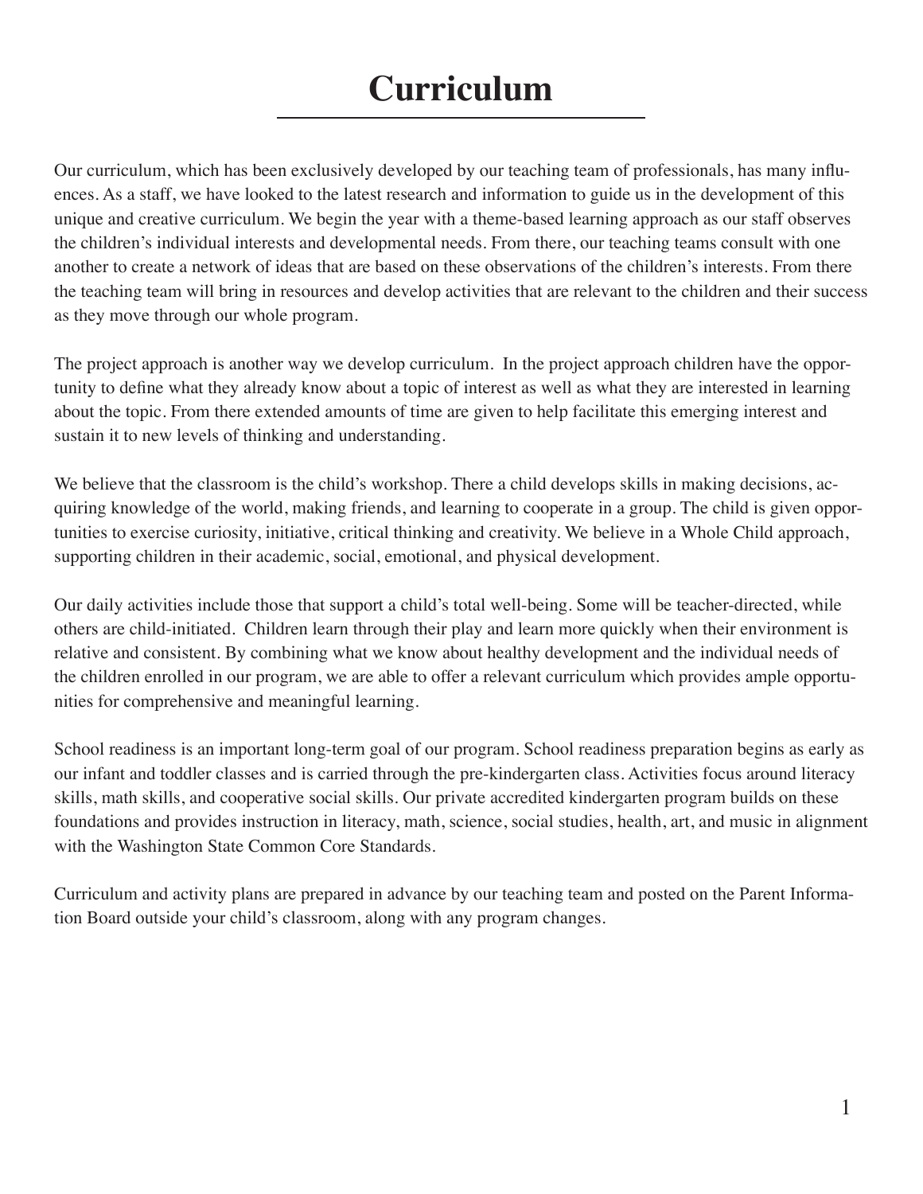# Curriculum

Our curriculum, which has been exclusively developed by our teaching team of professionals, has many influences. As a staff, we have looked to the latest research and information to guide us in the development of this unique and creative curriculum. We begin the year with a theme-based learning approach as our staff observes the children's individual interests and developmental needs. From there, our teaching teams consult with one another to create a network of ideas that are based on these observations of the children's interests. From there the teaching team will bring in resources and develop activities that are relevant to the children and their success as they move through our whole program.

The project approach is another way we develop curriculum. In the project approach children have the opportunity to define what they already know about a topic of interest as well as what they are interested in learning about the topic. From there extended amounts of time are given to help facilitate this emerging interest and sustain it to new levels of thinking and understanding.

We believe that the classroom is the child's workshop. There a child develops skills in making decisions, acquiring knowledge of the world, making friends, and learning to cooperate in a group. The child is given opportunities to exercise curiosity, initiative, critical thinking and creativity. We believe in a Whole Child approach, supporting children in their academic, social, emotional, and physical development.

Our daily activities include those that support a child's total well-being. Some will be teacher-directed, while others are child-initiated. Children learn through their play and learn more quickly when their environment is relative and consistent. By combining what we know about healthy development and the individual needs of the children enrolled in our program, we are able to offer a relevant curriculum which provides ample opportunities for comprehensive and meaningful learning.

School readiness is an important long-term goal of our program. School readiness preparation begins as early as our infant and toddler classes and is carried through the pre-kindergarten class. Activities focus around literacy skills, math skills, and cooperative social skills. Our private accredited kindergarten program builds on these foundations and provides instruction in literacy, math, science, social studies, health, art, and music in alignment with the Washington State Common Core Standards.

Curriculum and activity plans are prepared in advance by our teaching team and posted on the Parent Information Board outside your child's classroom, along with any program changes.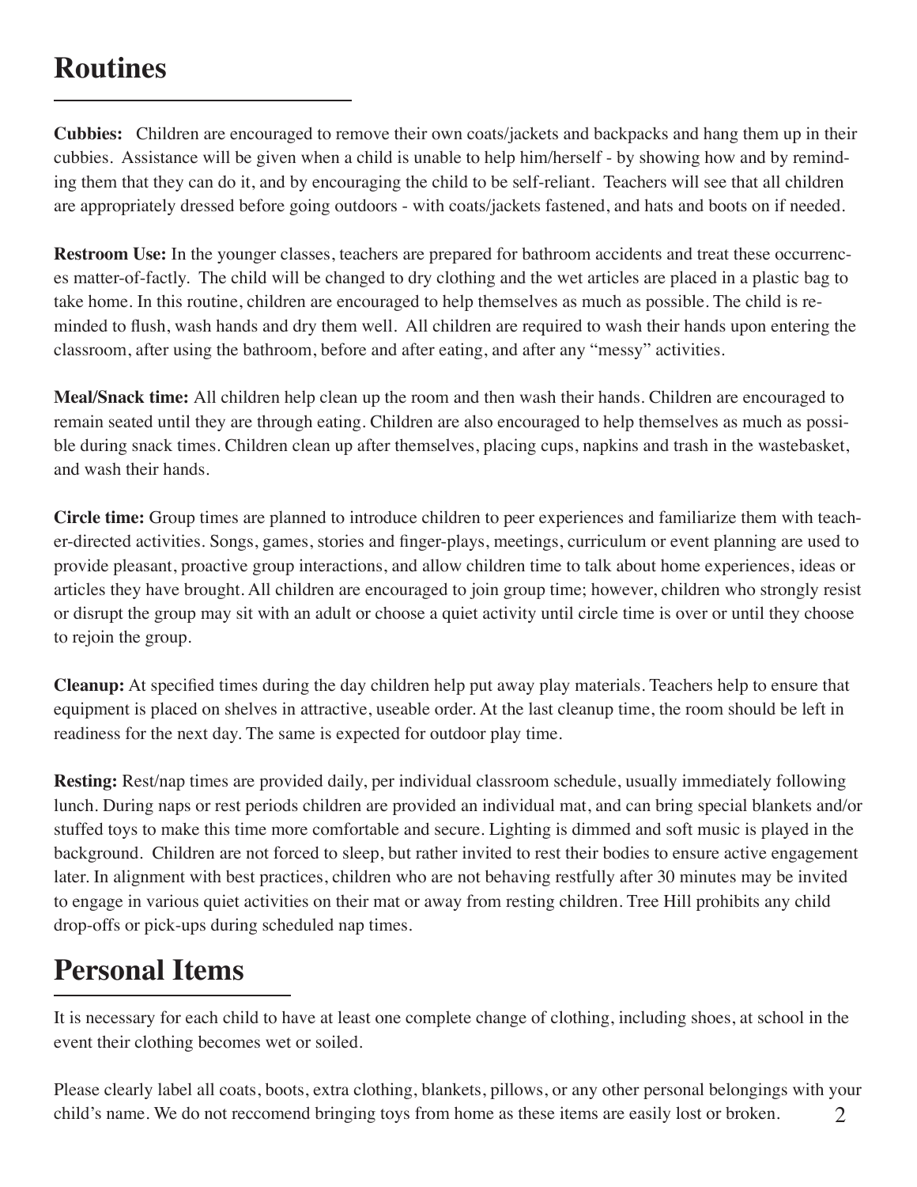# Routines

**Cubbies:** Children are encouraged to remove their own coats/jackets and backpacks and hang them up in their cubbies. Assistance will be given when a child is unable to help him/herself - by showing how and by reminding them that they can do it, and by encouraging the child to be self-reliant. Teachers will see that all children are appropriately dressed before going outdoors - with coats/jackets fastened, and hats and boots on if needed.

**Restroom Use:** In the younger classes, teachers are prepared for bathroom accidents and treat these occurrences matter-of-factly. The child will be changed to dry clothing and the wet articles are placed in a plastic bag to take home. In this routine, children are encouraged to help themselves as much as possible. The child is reminded to flush, wash hands and dry them well. All children are required to wash their hands upon entering the classroom, after using the bathroom, before and after eating, and after any "messy" activities.

**Meal/Snack time:** All children help clean up the room and then wash their hands. Children are encouraged to remain seated until they are through eating. Children are also encouraged to help themselves as much as possible during snack times. Children clean up after themselves, placing cups, napkins and trash in the wastebasket, and wash their hands.

**Circle time:** Group times are planned to introduce children to peer experiences and familiarize them with teacher-directed activities. Songs, games, stories and finger-plays, meetings, curriculum or event planning are used to provide pleasant, proactive group interactions, and allow children time to talk about home experiences, ideas or articles they have brought. All children are encouraged to join group time; however, children who strongly resist or disrupt the group may sit with an adult or choose a quiet activity until circle time is over or until they choose to rejoin the group.

**Cleanup:** At specified times during the day children help put away play materials. Teachers help to ensure that equipment is placed on shelves in attractive, useable order. At the last cleanup time, the room should be left in readiness for the next day. The same is expected for outdoor play time.

**Resting:** Rest/nap times are provided daily, per individual classroom schedule, usually immediately following lunch. During naps or rest periods children are provided an individual mat, and can bring special blankets and/or stuffed toys to make this time more comfortable and secure. Lighting is dimmed and soft music is played in the background. Children are not forced to sleep, but rather invited to rest their bodies to ensure active engagement later. In alignment with best practices, children who are not behaving restfully after 30 minutes may be invited to engage in various quiet activities on their mat or away from resting children. Tree Hill prohibits any child drop-offs or pick-ups during scheduled nap times.

# Personal Items

It is necessary for each child to have at least one complete change of clothing, including shoes, at school in the event their clothing becomes wet or soiled.

Please clearly label all coats, boots, extra clothing, blankets, pillows, or any other personal belongings with your child's name. We do not reccomend bringing toys from home as these items are easily lost or broken.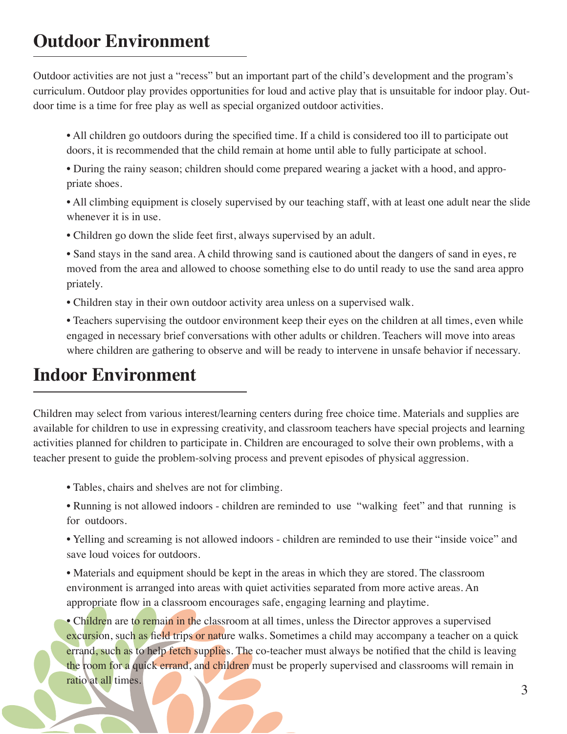## Outdoor Environment

Outdoor activities are not just a "recess" but an important part of the child's development and the program's curriculum. Outdoor play provides opportunities for loud and active play that is unsuitable for indoor play. Outdoor time is a time for free play as well as special organized outdoor activities.

- All children go outdoors during the specified time. If a child is considered too ill to participate out doors, it is recommended that the child remain at home until able to fully participate at school.
- During the rainy season; children should come prepared wearing a jacket with a hood, and appropriate shoes.
- All climbing equipment is closely supervised by our teaching staff, with at least one adult near the slide whenever it is in use.
- Children go down the slide feet first, always supervised by an adult.
- Sand stays in the sand area. A child throwing sand is cautioned about the dangers of sand in eyes, re moved from the area and allowed to choose something else to do until ready to use the sand area appro priately.
- Children stay in their own outdoor activity area unless on a supervised walk.
- Teachers supervising the outdoor environment keep their eyes on the children at all times, even while engaged in necessary brief conversations with other adults or children. Teachers will move into areas where children are gathering to observe and will be ready to intervene in unsafe behavior if necessary.

## Indoor Environment

Children may select from various interest/learning centers during free choice time. Materials and supplies are available for children to use in expressing creativity, and classroom teachers have special projects and learning activities planned for children to participate in. Children are encouraged to solve their own problems, with a teacher present to guide the problem-solving process and prevent episodes of physical aggression.

- Tables, chairs and shelves are not for climbing.
- Running is not allowed indoors - children are reminded to use "walking feet" and that running is for outdoors.
- Yelling and screaming is not allowed indoors - children are reminded to use their "inside voice" and save loud voices for outdoors.
- Materials and equipment should be kept in the areas in which they are stored. The classroom environment is arranged into areas with quiet activities separated from more active areas. An appropriate flow in a classroom encourages safe, engaging learning and playtime.
- Children are to remain in the classroom at all times, unless the Director approves a supervised excursion, such as field trips or nature walks. Sometimes a child may accompany a teacher on a quick errand, such as to help fetch supplies. The co-teacher must always be notified that the child is leaving the room for a quick errand, and children must be properly supervised and classrooms will remain in ratio at all times.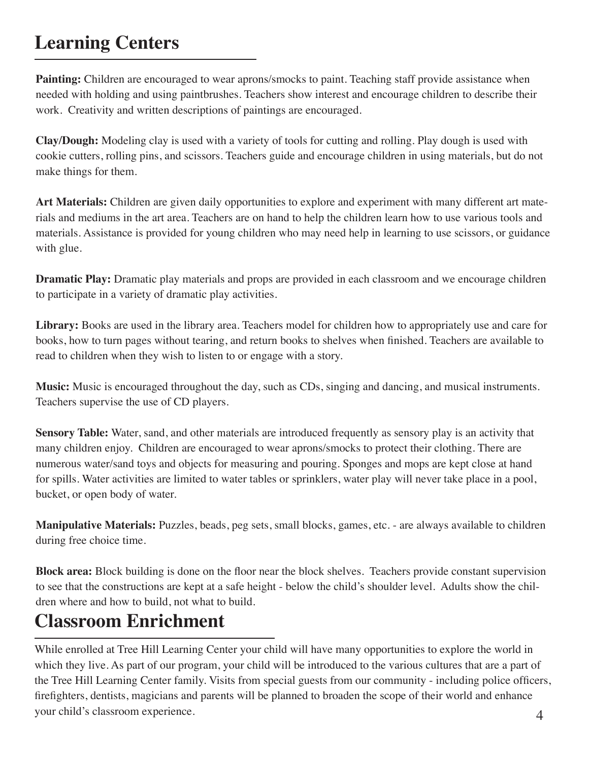## Learning Centers

**Painting:** Children are encouraged to wear aprons/smocks to paint. Teaching staff provide assistance when needed with holding and using paintbrushes. Teachers show interest and encourage children to describe their work. Creativity and written descriptions of paintings are encouraged.

**Clay/Dough:** Modeling clay is used with a variety of tools for cutting and rolling. Play dough is used with cookie cutters, rolling pins, and scissors. Teachers guide and encourage children in using materials, but do not make things for them.

**Art Materials:** Children are given daily opportunities to explore and experiment with many different art materials and mediums in the art area. Teachers are on hand to help the children learn how to use various tools and materials. Assistance is provided for young children who may need help in learning to use scissors, or guidance with glue.

**Dramatic Play:** Dramatic play materials and props are provided in each classroom and we encourage children to participate in a variety of dramatic play activities.

**Library:** Books are used in the library area. Teachers model for children how to appropriately use and care for books, how to turn pages without tearing, and return books to shelves when finished. Teachers are available to read to children when they wish to listen to or engage with a story.

**Music:** Music is encouraged throughout the day, such as CDs, singing and dancing, and musical instruments. Teachers supervise the use of CD players.

**Sensory Table:** Water, sand, and other materials are introduced frequently as sensory play is an activity that many children enjoy. Children are encouraged to wear aprons/smocks to protect their clothing. There are numerous water/sand toys and objects for measuring and pouring. Sponges and mops are kept close at hand for spills. Water activities are limited to water tables or sprinklers, water play will never take place in a pool, bucket, or open body of water.

**Manipulative Materials:** Puzzles, beads, peg sets, small blocks, games, etc. - are always available to children during free choice time.

**Block area:** Block building is done on the floor near the block shelves. Teachers provide constant supervision to see that the constructions are kept at a safe height - below the child's shoulder level. Adults show the children where and how to build, not what to build.

## Classroom Enrichment

While enrolled at Tree Hill Learning Center your child will have many opportunities to explore the world in which they live. As part of our program, your child will be introduced to the various cultures that are a part of the Tree Hill Learning Center family. Visits from special guests from our community - including police officers, firefighters, dentists, magicians and parents will be planned to broaden the scope of their world and enhance your child's classroom experience.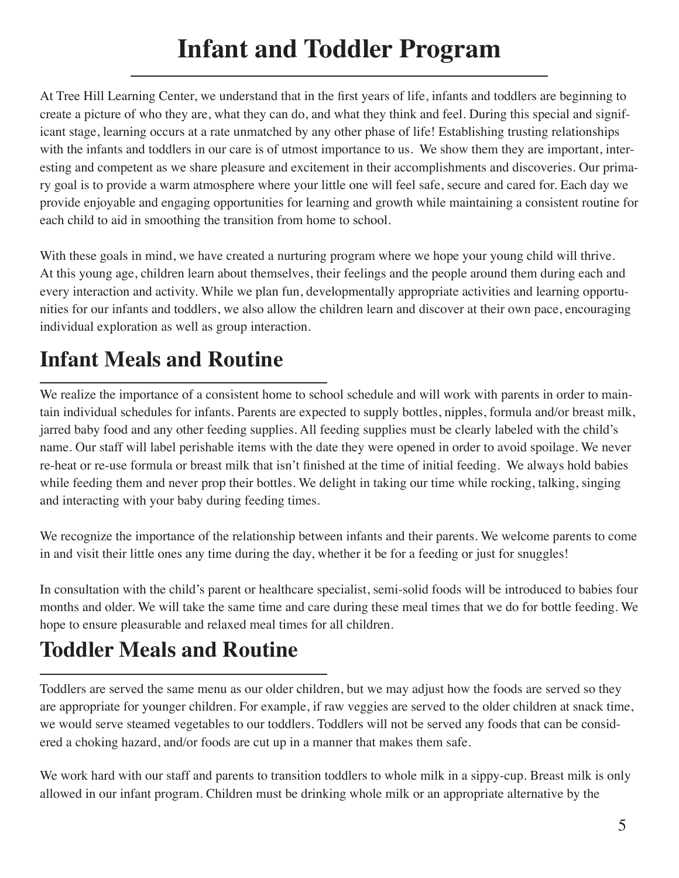# Infant and Toddler Program

At Tree Hill Learning Center, we understand that in the first years of life, infants and toddlers are beginning to create a picture of who they are, what they can do, and what they think and feel. During this special and significant stage, learning occurs at a rate unmatched by any other phase of life! Establishing trusting relationships with the infants and toddlers in our care is of utmost importance to us. We show them they are important, interesting and competent as we share pleasure and excitement in their accomplishments and discoveries. Our primary goal is to provide a warm atmosphere where your little one will feel safe, secure and cared for. Each day we provide enjoyable and engaging opportunities for learning and growth while maintaining a consistent routine for each child to aid in smoothing the transition from home to school.

With these goals in mind, we have created a nurturing program where we hope your young child will thrive. At this young age, children learn about themselves, their feelings and the people around them during each and every interaction and activity. While we plan fun, developmentally appropriate activities and learning opportunities for our infants and toddlers, we also allow the children learn and discover at their own pace, encouraging individual exploration as well as group interaction.

## Infant Meals and Routine

We realize the importance of a consistent home to school schedule and will work with parents in order to maintain individual schedules for infants. Parents are expected to supply bottles, nipples, formula and/or breast milk, jarred baby food and any other feeding supplies. All feeding supplies must be clearly labeled with the child's name. Our staff will label perishable items with the date they were opened in order to avoid spoilage. We never re-heat or re-use formula or breast milk that isn't finished at the time of initial feeding. We always hold babies while feeding them and never prop their bottles. We delight in taking our time while rocking, talking, singing and interacting with your baby during feeding times.

We recognize the importance of the relationship between infants and their parents. We welcome parents to come in and visit their little ones any time during the day, whether it be for a feeding or just for snuggles!

In consultation with the child's parent or healthcare specialist, semi-solid foods will be introduced to babies four months and older. We will take the same time and care during these meal times that we do for bottle feeding. We hope to ensure pleasurable and relaxed meal times for all children.

## Toddler Meals and Routine

Toddlers are served the same menu as our older children, but we may adjust how the foods are served so they are appropriate for younger children. For example, if raw veggies are served to the older children at snack time, we would serve steamed vegetables to our toddlers. Toddlers will not be served any foods that can be considered a choking hazard, and/or foods are cut up in a manner that makes them safe.

We work hard with our staff and parents to transition toddlers to whole milk in a sippy-cup. Breast milk is only allowed in our infant program. Children must be drinking whole milk or an appropriate alternative by the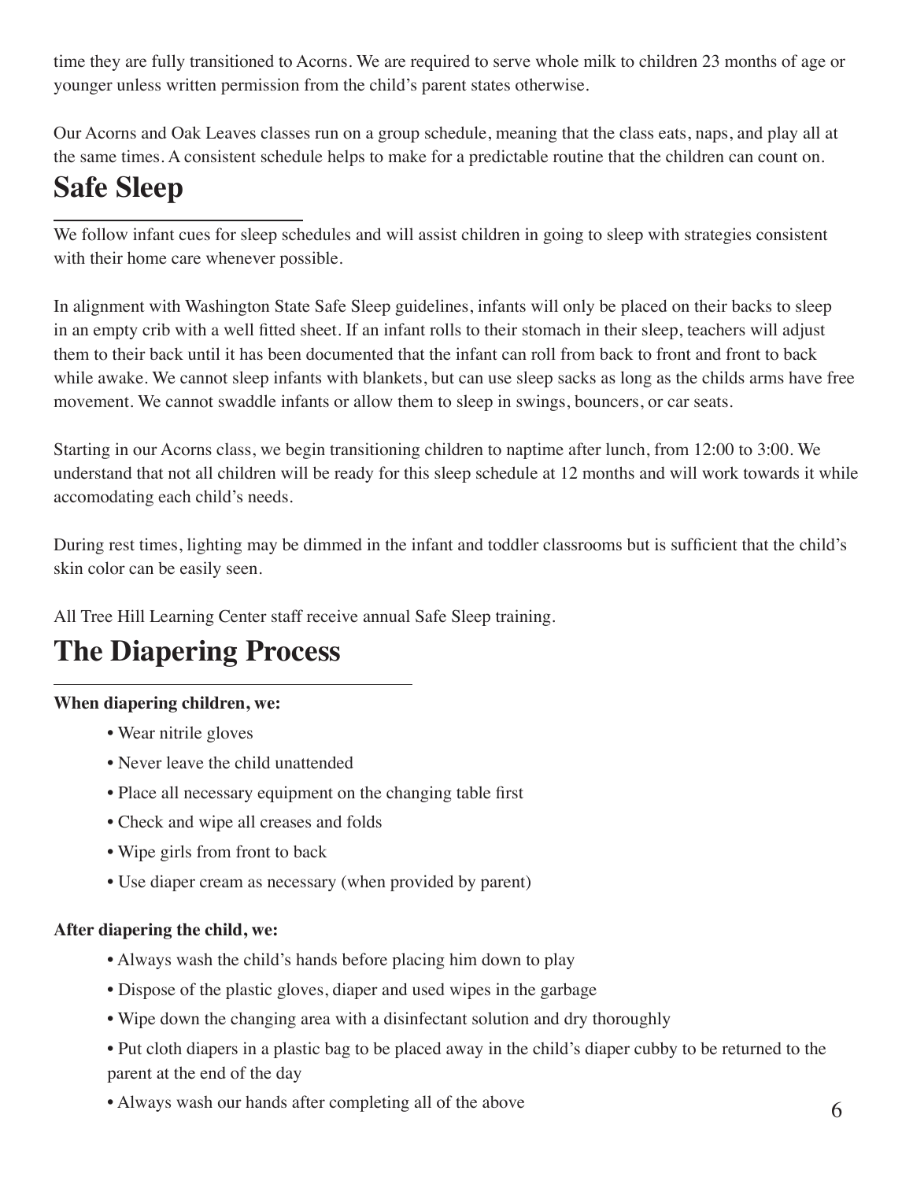time they are fully transitioned to Acorns. We are required to serve whole milk to children 23 months of age or younger unless written permission from the child's parent states otherwise.

Our Acorns and Oak Leaves classes run on a group schedule, meaning that the class eats, naps, and play all at the same times. A consistent schedule helps to make for a predictable routine that the children can count on.

# Safe Sleep

We follow infant cues for sleep schedules and will assist children in going to sleep with strategies consistent with their home care whenever possible.

In alignment with Washington State Safe Sleep guidelines, infants will only be placed on their backs to sleep in an empty crib with a well fitted sheet. If an infant rolls to their stomach in their sleep, teachers will adjust them to their back until it has been documented that the infant can roll from back to front and front to back while awake. We cannot sleep infants with blankets, but can use sleep sacks as long as the childs arms have free movement. We cannot swaddle infants or allow them to sleep in swings, bouncers, or car seats.

Starting in our Acorns class, we begin transitioning children to naptime after lunch, from 12:00 to 3:00. We understand that not all children will be ready for this sleep schedule at 12 months and will work towards it while accomodating each child's needs.

During rest times, lighting may be dimmed in the infant and toddler classrooms but is sufficient that the child's skin color can be easily seen.

All Tree Hill Learning Center staff receive annual Safe Sleep training.

# The Diapering Process

**When diapering children, we:**

- Wear nitrile gloves
- Never leave the child unattended
- Place all necessary equipment on the changing table first
- Check and wipe all creases and folds
- Wipe girls from front to back
- Use diaper cream as necessary (when provided by parent)

**After diapering the child, we:**

- Always wash the child's hands before placing him down to play
- Dispose of the plastic gloves, diaper and used wipes in the garbage
- Wipe down the changing area with a disinfectant solution and dry thoroughly
- Put cloth diapers in a plastic bag to be placed away in the child's diaper cubby to be returned to the parent at the end of the day
- Always wash our hands after completing all of the above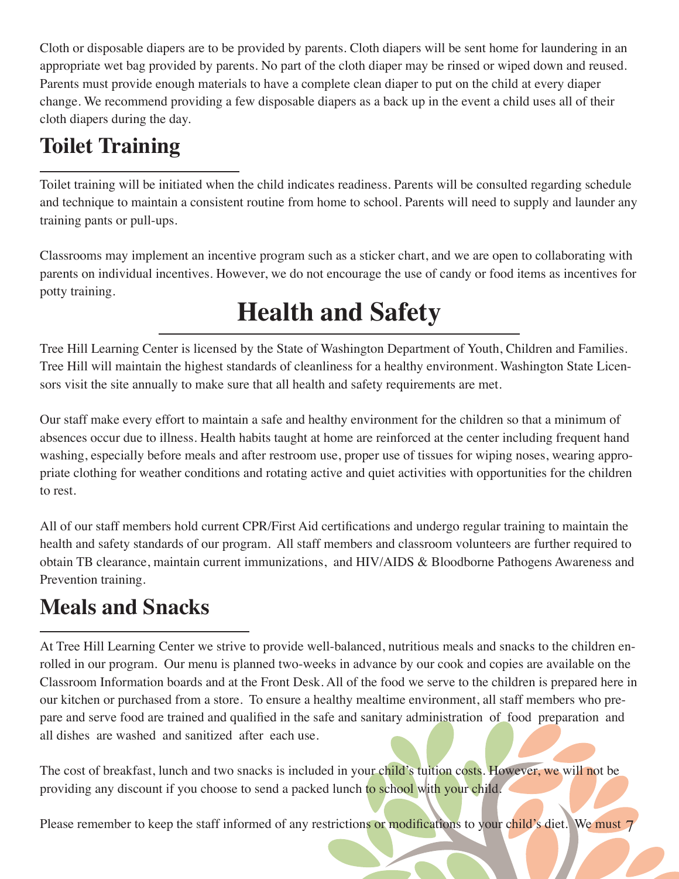Cloth or disposable diapers are to be provided by parents. Cloth diapers will be sent home for laundering in an appropriate wet bag provided by parents. No part of the cloth diaper may be rinsed or wiped down and reused. Parents must provide enough materials to have a complete clean diaper to put on the child at every diaper change. We recommend providing a few disposable diapers as a back up in the event a child uses all of their cloth diapers during the day.

## Toilet Training

Toilet training will be initiated when the child indicates readiness. Parents will be consulted regarding schedule and technique to maintain a consistent routine from home to school. Parents will need to supply and launder any training pants or pull-ups.

Classrooms may implement an incentive program such as a sticker chart, and we are open to collaborating with parents on individual incentives. However, we do not encourage the use of candy or food items as incentives for potty training.

# Health and Safety

Tree Hill Learning Center is licensed by the State of Washington Department of Youth, Children and Families. Tree Hill will maintain the highest standards of cleanliness for a healthy environment. Washington State Licensors visit the site annually to make sure that all health and safety requirements are met.

Our staff make every effort to maintain a safe and healthy environment for the children so that a minimum of absences occur due to illness. Health habits taught at home are reinforced at the center including frequent hand washing, especially before meals and after restroom use, proper use of tissues for wiping noses, wearing appropriate clothing for weather conditions and rotating active and quiet activities with opportunities for the children to rest.

All of our staff members hold current CPR/First Aid certifications and undergo regular training to maintain the health and safety standards of our program. All staff members and classroom volunteers are further required to obtain TB clearance, maintain current immunizations, and HIV/AIDS & Bloodborne Pathogens Awareness and Prevention training.

## Meals and Snacks

At Tree Hill Learning Center we strive to provide well-balanced, nutritious meals and snacks to the children enrolled in our program. Our menu is planned two-weeks in advance by our cook and copies are available on the Classroom Information boards and at the Front Desk. All of the food we serve to the children is prepared here in our kitchen or purchased from a store. To ensure a healthy mealtime environment, all staff members who prepare and serve food are trained and qualified in the safe and sanitary administration of food preparation and all dishes are washed and sanitized after each use.

The cost of breakfast, lunch and two snacks is included in your child's tuition costs. However, we will not be providing any discount if you choose to send a packed lunch to school with your child.

Please remember to keep the staff informed of any restrictions or modifications to your child's diet. We must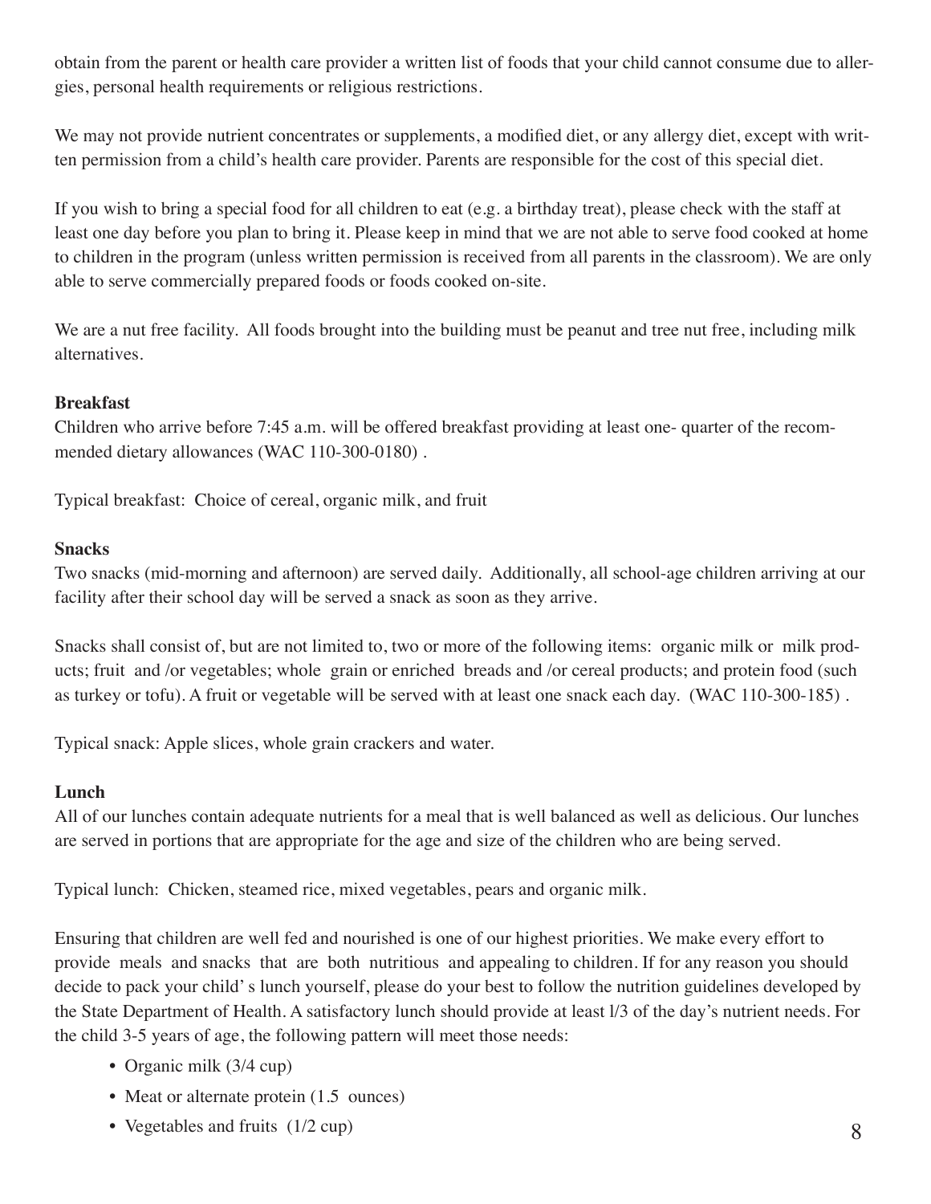obtain from the parent or health care provider a written list of foods that your child cannot consume due to allergies, personal health requirements or religious restrictions.

We may not provide nutrient concentrates or supplements, a modified diet, or any allergy diet, except with written permission from a child's health care provider. Parents are responsible for the cost of this special diet.

If you wish to bring a special food for all children to eat (e.g. a birthday treat), please check with the staff at least one day before you plan to bring it. Please keep in mind that we are not able to serve food cooked at home to children in the program (unless written permission is received from all parents in the classroom). We are only able to serve commercially prepared foods or foods cooked on-site.

We are a nut free facility. All foods brought into the building must be peanut and tree nut free, including milk alternatives.

**Breakfast**

Children who arrive before 7:45 a.m. will be offered breakfast providing at least one- quarter of the recommended dietary allowances (WAC 110-300-0180) .

Typical breakfast: Choice of cereal, organic milk, and fruit

**Snacks**

Two snacks (mid-morning and afternoon) are served daily. Additionally, all school-age children arriving at our facility after their school day will be served a snack as soon as they arrive.

Snacks shall consist of, but are not limited to, two or more of the following items: organic milk or milk products; fruit and /or vegetables; whole grain or enriched breads and /or cereal products; and protein food (such as turkey or tofu). A fruit or vegetable will be served with at least one snack each day. (WAC 110-300-185) .

Typical snack: Apple slices, whole grain crackers and water.

**Lunch**

All of our lunches contain adequate nutrients for a meal that is well balanced as well as delicious. Our lunches are served in portions that are appropriate for the age and size of the children who are being served.

Typical lunch: Chicken, steamed rice, mixed vegetables, pears and organic milk.

Ensuring that children are well fed and nourished is one of our highest priorities. We make every effort to provide meals and snacks that are both nutritious and appealing to children. If for any reason you should decide to pack your child's lunch yourself, please do your best to follow the nutrition guidelines developed by the State Department of Health. A satisfactory lunch should provide at least l/3 of the day's nutrient needs. For the child 3-5 years of age, the following pattern will meet those needs:

- Organic milk (3/4 cup)
- Meat or alternate protein (1.5 ounces)
- Vegetables and fruits (1/2 cup)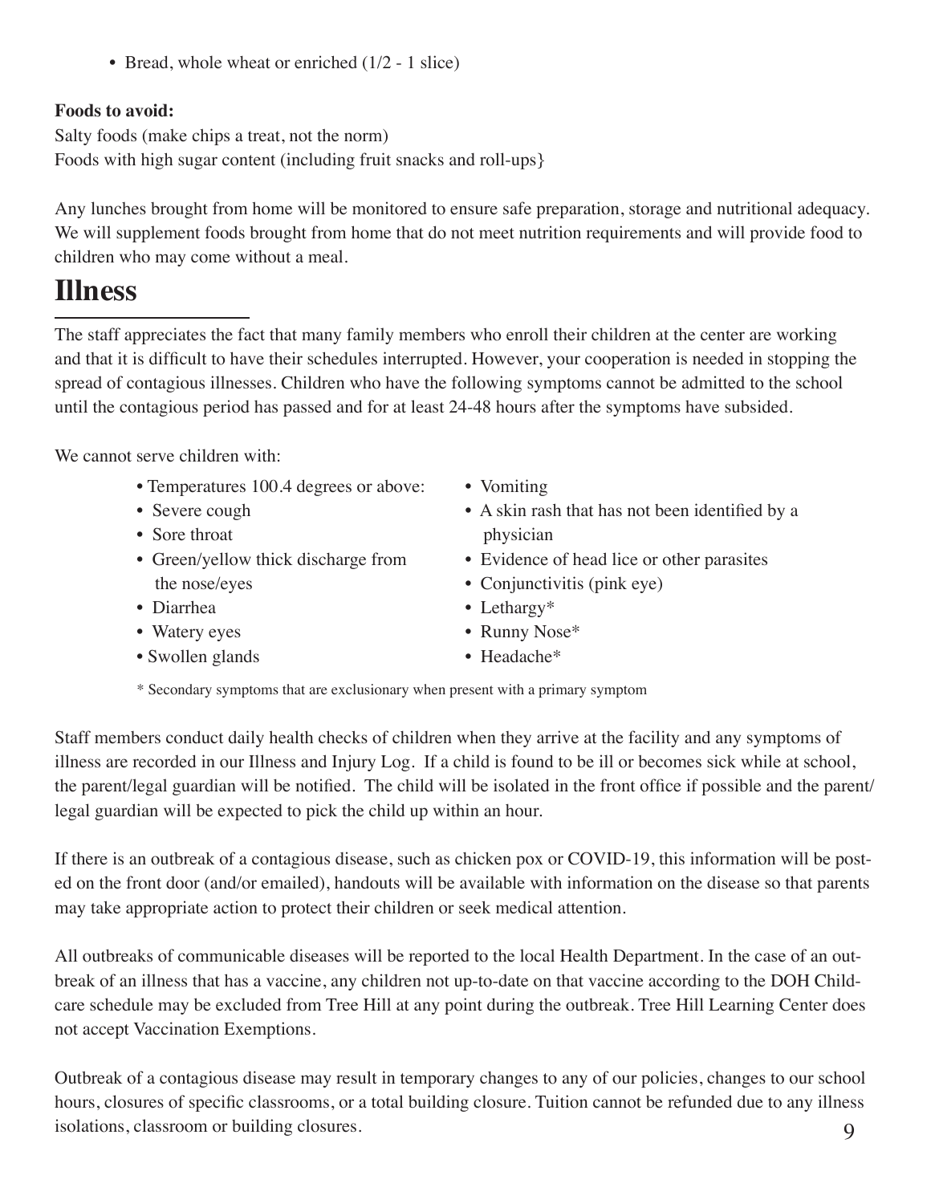- Bread, whole wheat or enriched (1/2 - 1 slice)

**Foods to avoid:**

Salty foods (make chips a treat, not the norm)
Foods with high sugar content (including fruit snacks and roll-ups}

Any lunches brought from home will be monitored to ensure safe preparation, storage and nutritional adequacy. We will supplement foods brought from home that do not meet nutrition requirements and will provide food to children who may come without a meal.

# Illness

The staff appreciates the fact that many family members who enroll their children at the center are working and that it is difficult to have their schedules interrupted. However, your cooperation is needed in stopping the spread of contagious illnesses. Children who have the following symptoms cannot be admitted to the school until the contagious period has passed and for at least 24-48 hours after the symptoms have subsided.

We cannot serve children with:

- Temperatures 100.4 degrees or above:
- Severe cough
- Sore throat
- Green/yellow thick discharge from the nose/eyes
- Diarrhea
- Watery eyes
- Swollen glands
- Vomiting
- A skin rash that has not been identified by a physician
- Evidence of head lice or other parasites
- Conjunctivitis (pink eye)
- Lethargy*
- Runny Nose*
- Headache*

\* Secondary symptoms that are exclusionary when present with a primary symptom

Staff members conduct daily health checks of children when they arrive at the facility and any symptoms of illness are recorded in our Illness and Injury Log. If a child is found to be ill or becomes sick while at school, the parent/legal guardian will be notified. The child will be isolated in the front office if possible and the parent/legal guardian will be expected to pick the child up within an hour.

If there is an outbreak of a contagious disease, such as chicken pox or COVID-19, this information will be posted on the front door (and/or emailed), handouts will be available with information on the disease so that parents may take appropriate action to protect their children or seek medical attention.

All outbreaks of communicable diseases will be reported to the local Health Department. In the case of an outbreak of an illness that has a vaccine, any children not up-to-date on that vaccine according to the DOH Childcare schedule may be excluded from Tree Hill at any point during the outbreak. Tree Hill Learning Center does not accept Vaccination Exemptions.

Outbreak of a contagious disease may result in temporary changes to any of our policies, changes to our school hours, closures of specific classrooms, or a total building closure. Tuition cannot be refunded due to any illness isolations, classroom or building closures.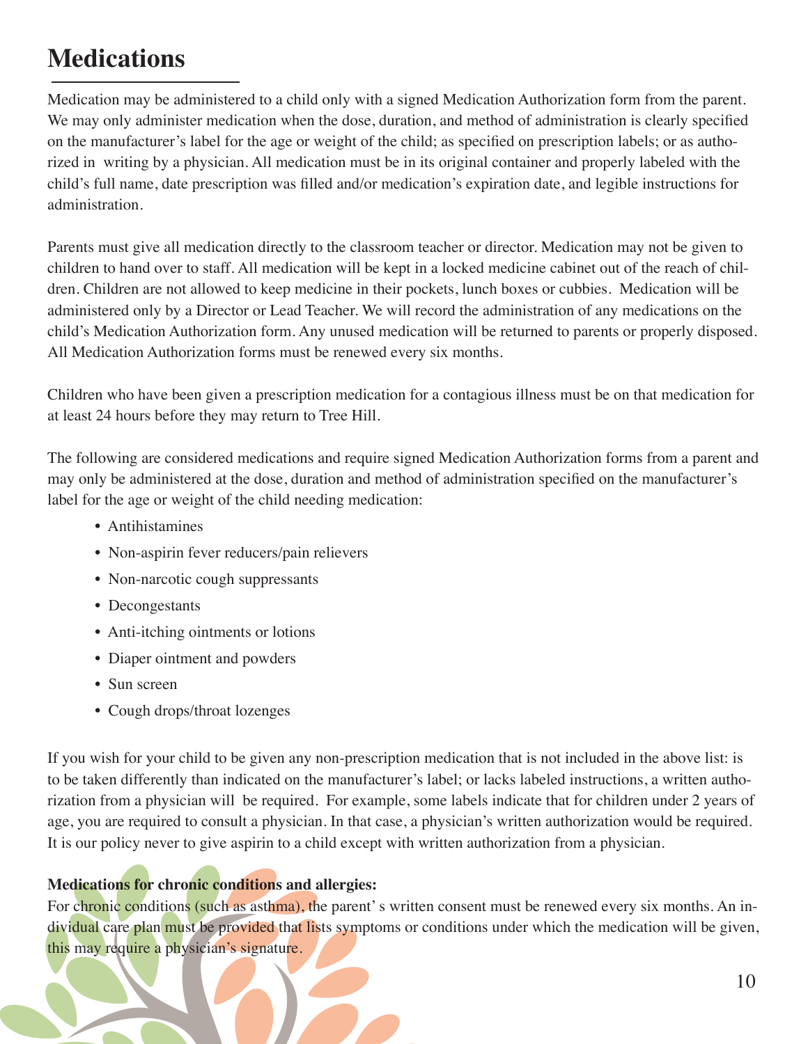# Medications

Medication may be administered to a child only with a signed Medication Authorization form from the parent. We may only administer medication when the dose, duration, and method of administration is clearly specified on the manufacturer's label for the age or weight of the child; as specified on prescription labels; or as authorized in writing by a physician. All medication must be in its original container and properly labeled with the child's full name, date prescription was filled and/or medication's expiration date, and legible instructions for administration.

Parents must give all medication directly to the classroom teacher or director. Medication may not be given to children to hand over to staff. All medication will be kept in a locked medicine cabinet out of the reach of children. Children are not allowed to keep medicine in their pockets, lunch boxes or cubbies. Medication will be administered only by a Director or Lead Teacher. We will record the administration of any medications on the child's Medication Authorization form. Any unused medication will be returned to parents or properly disposed. All Medication Authorization forms must be renewed every six months.

Children who have been given a prescription medication for a contagious illness must be on that medication for at least 24 hours before they may return to Tree Hill.

The following are considered medications and require signed Medication Authorization forms from a parent and may only be administered at the dose, duration and method of administration specified on the manufacturer's label for the age or weight of the child needing medication:

- Antihistamines
- Non-aspirin fever reducers/pain relievers
- Non-narcotic cough suppressants
- Decongestants
- Anti-itching ointments or lotions
- Diaper ointment and powders
- Sun screen
- Cough drops/throat lozenges

If you wish for your child to be given any non-prescription medication that is not included in the above list: is to be taken differently than indicated on the manufacturer's label; or lacks labeled instructions, a written authorization from a physician will be required. For example, some labels indicate that for children under 2 years of age, you are required to consult a physician. In that case, a physician's written authorization would be required. It is our policy never to give aspirin to a child except with written authorization from a physician.

**Medications for chronic conditions and allergies:**

For chronic conditions (such as asthma), the parent' s written consent must be renewed every six months. An individual care plan must be provided that lists symptoms or conditions under which the medication will be given, this may require a physician's signature.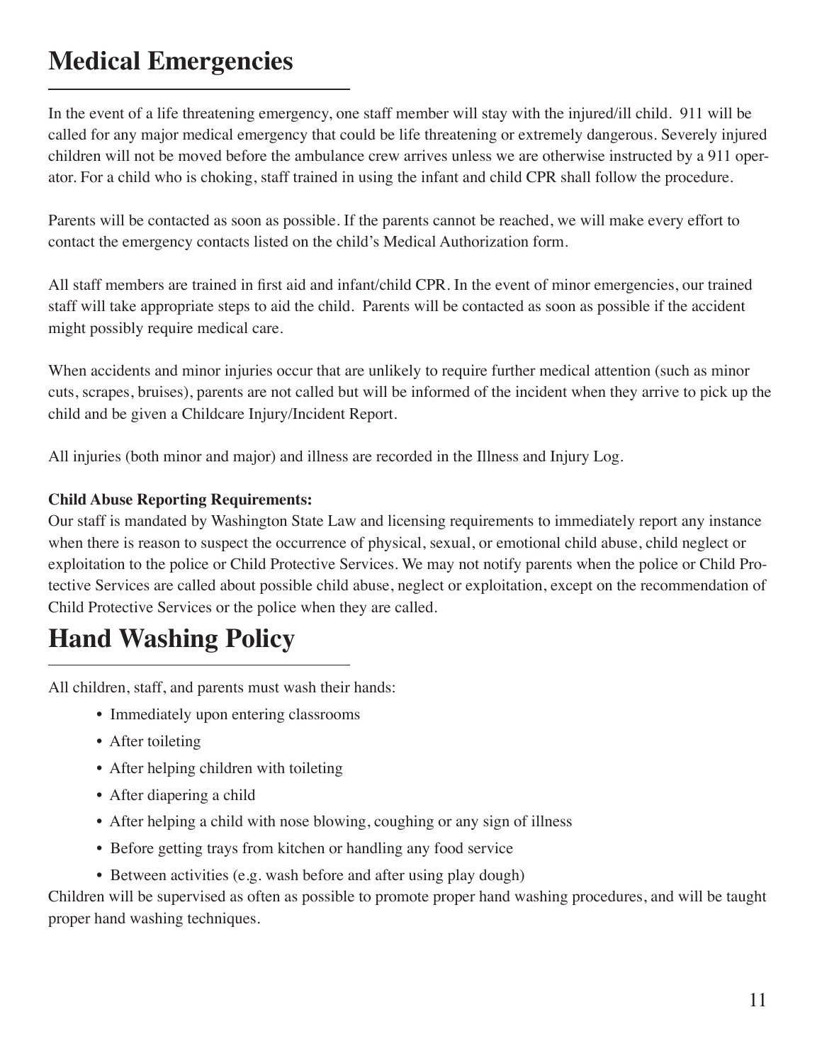# Medical Emergencies

In the event of a life threatening emergency, one staff member will stay with the injured/ill child. 911 will be called for any major medical emergency that could be life threatening or extremely dangerous. Severely injured children will not be moved before the ambulance crew arrives unless we are otherwise instructed by a 911 operator. For a child who is choking, staff trained in using the infant and child CPR shall follow the procedure.

Parents will be contacted as soon as possible. If the parents cannot be reached, we will make every effort to contact the emergency contacts listed on the child's Medical Authorization form.

All staff members are trained in first aid and infant/child CPR. In the event of minor emergencies, our trained staff will take appropriate steps to aid the child. Parents will be contacted as soon as possible if the accident might possibly require medical care.

When accidents and minor injuries occur that are unlikely to require further medical attention (such as minor cuts, scrapes, bruises), parents are not called but will be informed of the incident when they arrive to pick up the child and be given a Childcare Injury/Incident Report.

All injuries (both minor and major) and illness are recorded in the Illness and Injury Log.

**Child Abuse Reporting Requirements:**
Our staff is mandated by Washington State Law and licensing requirements to immediately report any instance when there is reason to suspect the occurrence of physical, sexual, or emotional child abuse, child neglect or exploitation to the police or Child Protective Services. We may not notify parents when the police or Child Protective Services are called about possible child abuse, neglect or exploitation, except on the recommendation of Child Protective Services or the police when they are called.

# Hand Washing Policy

All children, staff, and parents must wash their hands:

- Immediately upon entering classrooms
- After toileting
- After helping children with toileting
- After diapering a child
- After helping a child with nose blowing, coughing or any sign of illness
- Before getting trays from kitchen or handling any food service
- Between activities (e.g. wash before and after using play dough)

Children will be supervised as often as possible to promote proper hand washing procedures, and will be taught proper hand washing techniques.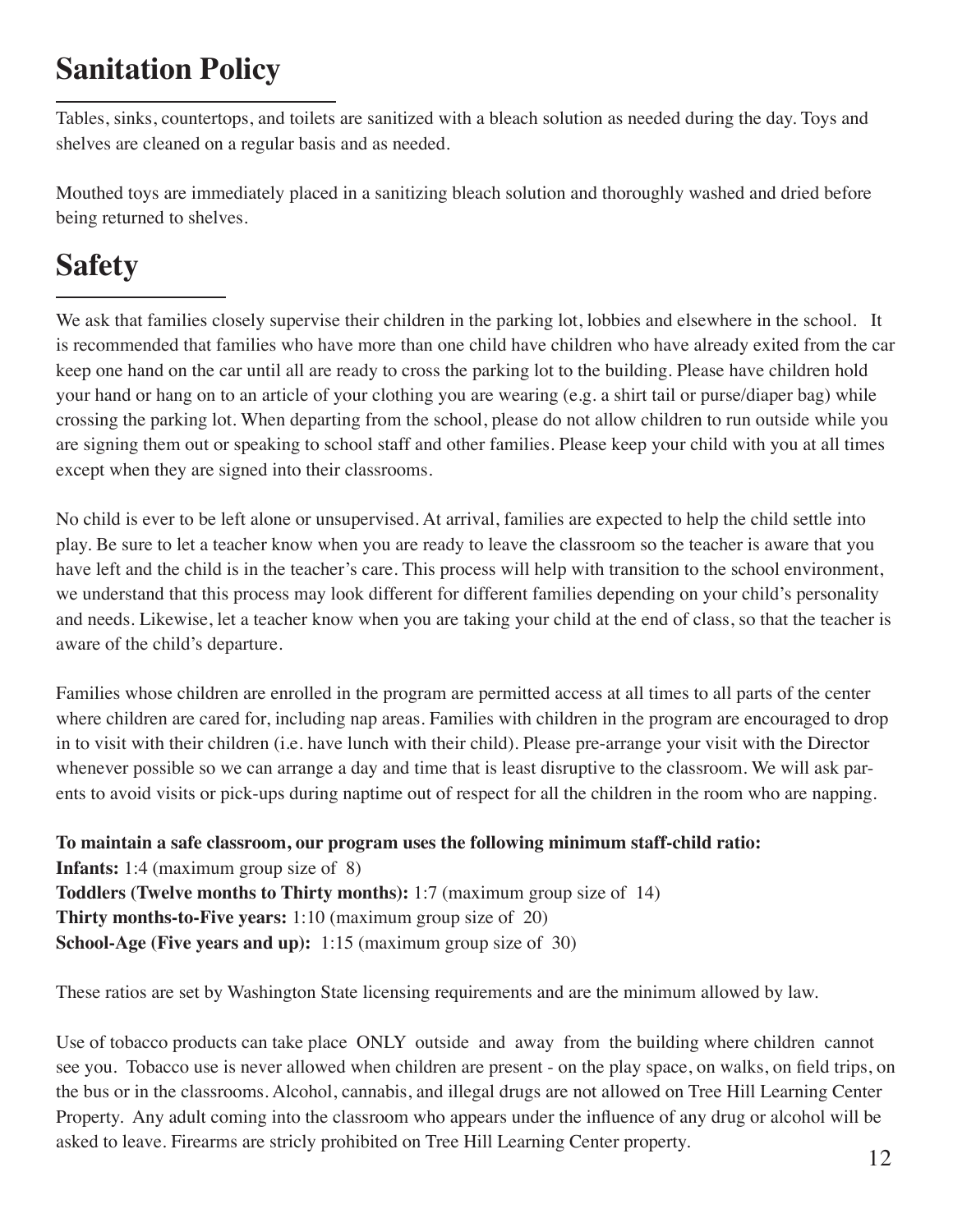# Sanitation Policy

Tables, sinks, countertops, and toilets are sanitized with a bleach solution as needed during the day. Toys and shelves are cleaned on a regular basis and as needed.

Mouthed toys are immediately placed in a sanitizing bleach solution and thoroughly washed and dried before being returned to shelves.

# Safety

We ask that families closely supervise their children in the parking lot, lobbies and elsewhere in the school. It is recommended that families who have more than one child have children who have already exited from the car keep one hand on the car until all are ready to cross the parking lot to the building. Please have children hold your hand or hang on to an article of your clothing you are wearing (e.g. a shirt tail or purse/diaper bag) while crossing the parking lot. When departing from the school, please do not allow children to run outside while you are signing them out or speaking to school staff and other families. Please keep your child with you at all times except when they are signed into their classrooms.

No child is ever to be left alone or unsupervised. At arrival, families are expected to help the child settle into play. Be sure to let a teacher know when you are ready to leave the classroom so the teacher is aware that you have left and the child is in the teacher's care. This process will help with transition to the school environment, we understand that this process may look different for different families depending on your child's personality and needs. Likewise, let a teacher know when you are taking your child at the end of class, so that the teacher is aware of the child's departure.

Families whose children are enrolled in the program are permitted access at all times to all parts of the center where children are cared for, including nap areas. Families with children in the program are encouraged to drop in to visit with their children (i.e. have lunch with their child). Please pre-arrange your visit with the Director whenever possible so we can arrange a day and time that is least disruptive to the classroom. We will ask parents to avoid visits or pick-ups during naptime out of respect for all the children in the room who are napping.

**To maintain a safe classroom, our program uses the following minimum staff-child ratio:**
**Infants:** 1:4 (maximum group size of 8)
**Toddlers (Twelve months to Thirty months):** 1:7 (maximum group size of 14)
**Thirty months-to-Five years:** 1:10 (maximum group size of 20)
**School-Age (Five years and up):** 1:15 (maximum group size of 30)

These ratios are set by Washington State licensing requirements and are the minimum allowed by law.

Use of tobacco products can take place ONLY outside and away from the building where children cannot see you. Tobacco use is never allowed when children are present - on the play space, on walks, on field trips, on the bus or in the classrooms. Alcohol, cannabis, and illegal drugs are not allowed on Tree Hill Learning Center Property. Any adult coming into the classroom who appears under the influence of any drug or alcohol will be asked to leave. Firearms are stricly prohibited on Tree Hill Learning Center property.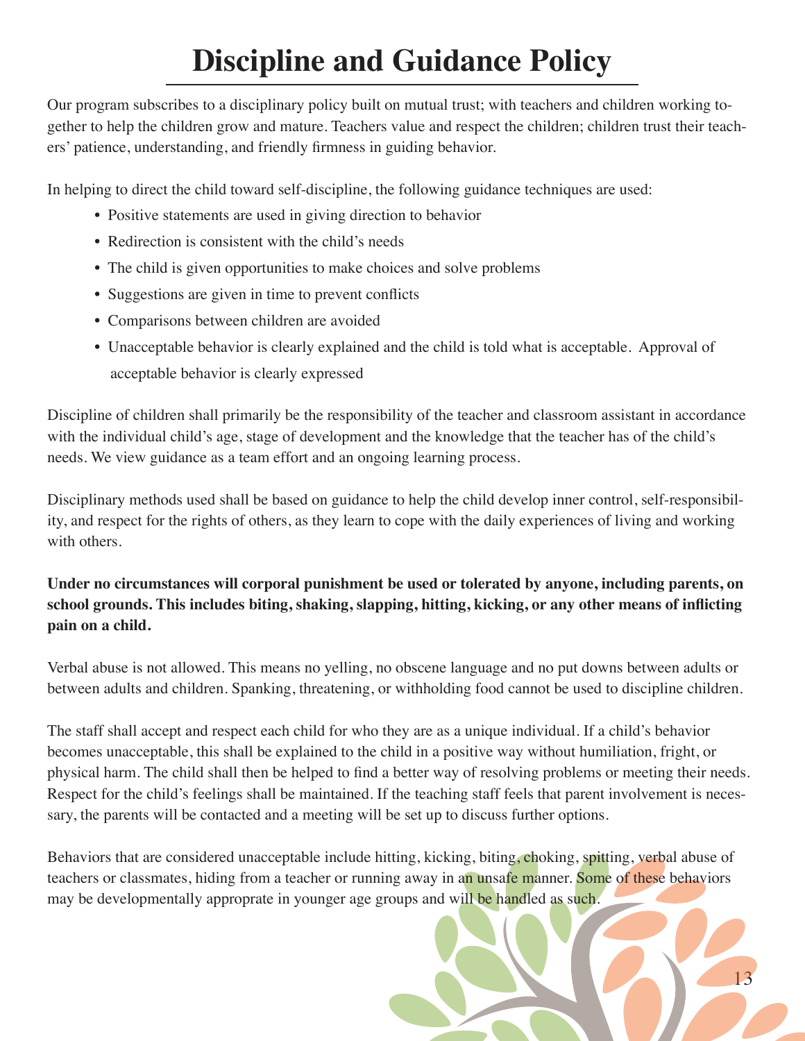# Discipline and Guidance Policy

Our program subscribes to a disciplinary policy built on mutual trust; with teachers and children working together to help the children grow and mature. Teachers value and respect the children; children trust their teachers' patience, understanding, and friendly firmness in guiding behavior.

In helping to direct the child toward self-discipline, the following guidance techniques are used:

- Positive statements are used in giving direction to behavior
- Redirection is consistent with the child's needs
- The child is given opportunities to make choices and solve problems
- Suggestions are given in time to prevent conflicts
- Comparisons between children are avoided
- Unacceptable behavior is clearly explained and the child is told what is acceptable. Approval of acceptable behavior is clearly expressed

Discipline of children shall primarily be the responsibility of the teacher and classroom assistant in accordance with the individual child's age, stage of development and the knowledge that the teacher has of the child's needs. We view guidance as a team effort and an ongoing learning process.

Disciplinary methods used shall be based on guidance to help the child develop inner control, self-responsibility, and respect for the rights of others, as they learn to cope with the daily experiences of living and working with others.

**Under no circumstances will corporal punishment be used or tolerated by anyone, including parents, on school grounds. This includes biting, shaking, slapping, hitting, kicking, or any other means of inflicting pain on a child.**

Verbal abuse is not allowed. This means no yelling, no obscene language and no put downs between adults or between adults and children. Spanking, threatening, or withholding food cannot be used to discipline children.

The staff shall accept and respect each child for who they are as a unique individual. If a child's behavior becomes unacceptable, this shall be explained to the child in a positive way without humiliation, fright, or physical harm. The child shall then be helped to find a better way of resolving problems or meeting their needs. Respect for the child's feelings shall be maintained. If the teaching staff feels that parent involvement is necessary, the parents will be contacted and a meeting will be set up to discuss further options.

Behaviors that are considered unacceptable include hitting, kicking, biting, choking, spitting, verbal abuse of teachers or classmates, hiding from a teacher or running away in an unsafe manner. Some of these behaviors may be developmentally approprate in younger age groups and will be handled as such.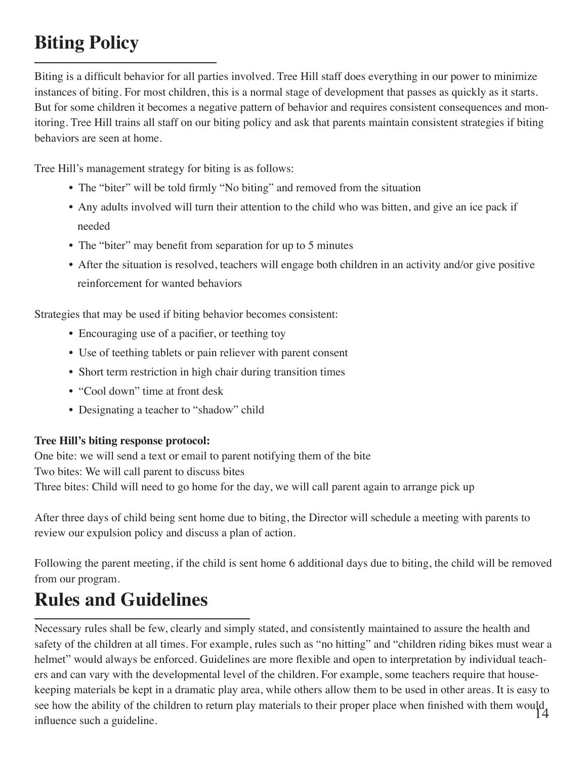# Biting Policy

Biting is a difficult behavior for all parties involved. Tree Hill staff does everything in our power to minimize instances of biting. For most children, this is a normal stage of development that passes as quickly as it starts. But for some children it becomes a negative pattern of behavior and requires consistent consequences and monitoring. Tree Hill trains all staff on our biting policy and ask that parents maintain consistent strategies if biting behaviors are seen at home.

Tree Hill's management strategy for biting is as follows:

- The "biter" will be told firmly "No biting" and removed from the situation
- Any adults involved will turn their attention to the child who was bitten, and give an ice pack if needed
- The "biter" may benefit from separation for up to 5 minutes
- After the situation is resolved, teachers will engage both children in an activity and/or give positive reinforcement for wanted behaviors

Strategies that may be used if biting behavior becomes consistent:

- Encouraging use of a pacifier, or teething toy
- Use of teething tablets or pain reliever with parent consent
- Short term restriction in high chair during transition times
- "Cool down" time at front desk
- Designating a teacher to "shadow" child

**Tree Hill's biting response protocol:**
One bite: we will send a text or email to parent notifying them of the bite
Two bites: We will call parent to discuss bites
Three bites: Child will need to go home for the day, we will call parent again to arrange pick up

After three days of child being sent home due to biting, the Director will schedule a meeting with parents to review our expulsion policy and discuss a plan of action.

Following the parent meeting, if the child is sent home 6 additional days due to biting, the child will be removed from our program.

# Rules and Guidelines

Necessary rules shall be few, clearly and simply stated, and consistently maintained to assure the health and safety of the children at all times. For example, rules such as "no hitting" and "children riding bikes must wear a helmet" would always be enforced. Guidelines are more flexible and open to interpretation by individual teachers and can vary with the developmental level of the children. For example, some teachers require that housekeeping materials be kept in a dramatic play area, while others allow them to be used in other areas. It is easy to see how the ability of the children to return play materials to their proper place when finished with them would influence such a guideline.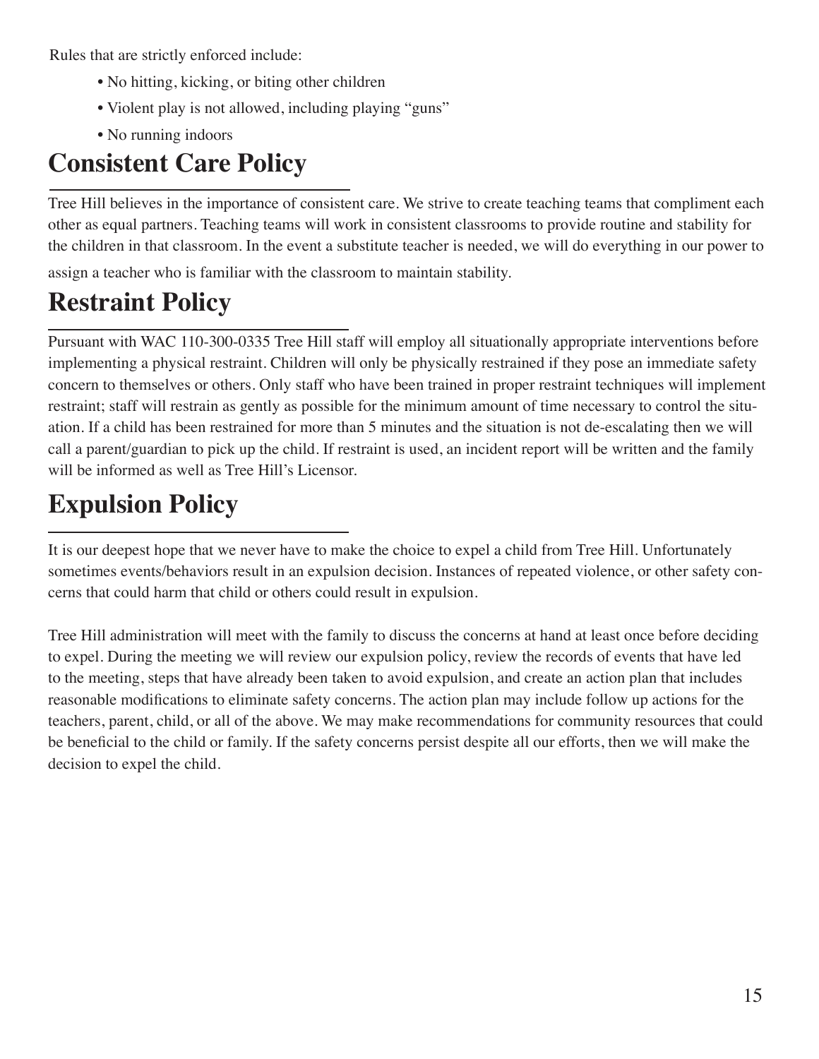Rules that are strictly enforced include:

- No hitting, kicking, or biting other children
- Violent play is not allowed, including playing "guns"
- No running indoors

# Consistent Care Policy

Tree Hill believes in the importance of consistent care. We strive to create teaching teams that compliment each other as equal partners. Teaching teams will work in consistent classrooms to provide routine and stability for the children in that classroom. In the event a substitute teacher is needed, we will do everything in our power to assign a teacher who is familiar with the classroom to maintain stability.

# Restraint Policy

Pursuant with WAC 110-300-0335 Tree Hill staff will employ all situationally appropriate interventions before implementing a physical restraint. Children will only be physically restrained if they pose an immediate safety concern to themselves or others. Only staff who have been trained in proper restraint techniques will implement restraint; staff will restrain as gently as possible for the minimum amount of time necessary to control the situation. If a child has been restrained for more than 5 minutes and the situation is not de-escalating then we will call a parent/guardian to pick up the child. If restraint is used, an incident report will be written and the family will be informed as well as Tree Hill's Licensor.

# Expulsion Policy

It is our deepest hope that we never have to make the choice to expel a child from Tree Hill. Unfortunately sometimes events/behaviors result in an expulsion decision. Instances of repeated violence, or other safety concerns that could harm that child or others could result in expulsion.

Tree Hill administration will meet with the family to discuss the concerns at hand at least once before deciding to expel. During the meeting we will review our expulsion policy, review the records of events that have led to the meeting, steps that have already been taken to avoid expulsion, and create an action plan that includes reasonable modifications to eliminate safety concerns. The action plan may include follow up actions for the teachers, parent, child, or all of the above. We may make recommendations for community resources that could be beneficial to the child or family. If the safety concerns persist despite all our efforts, then we will make the decision to expel the child.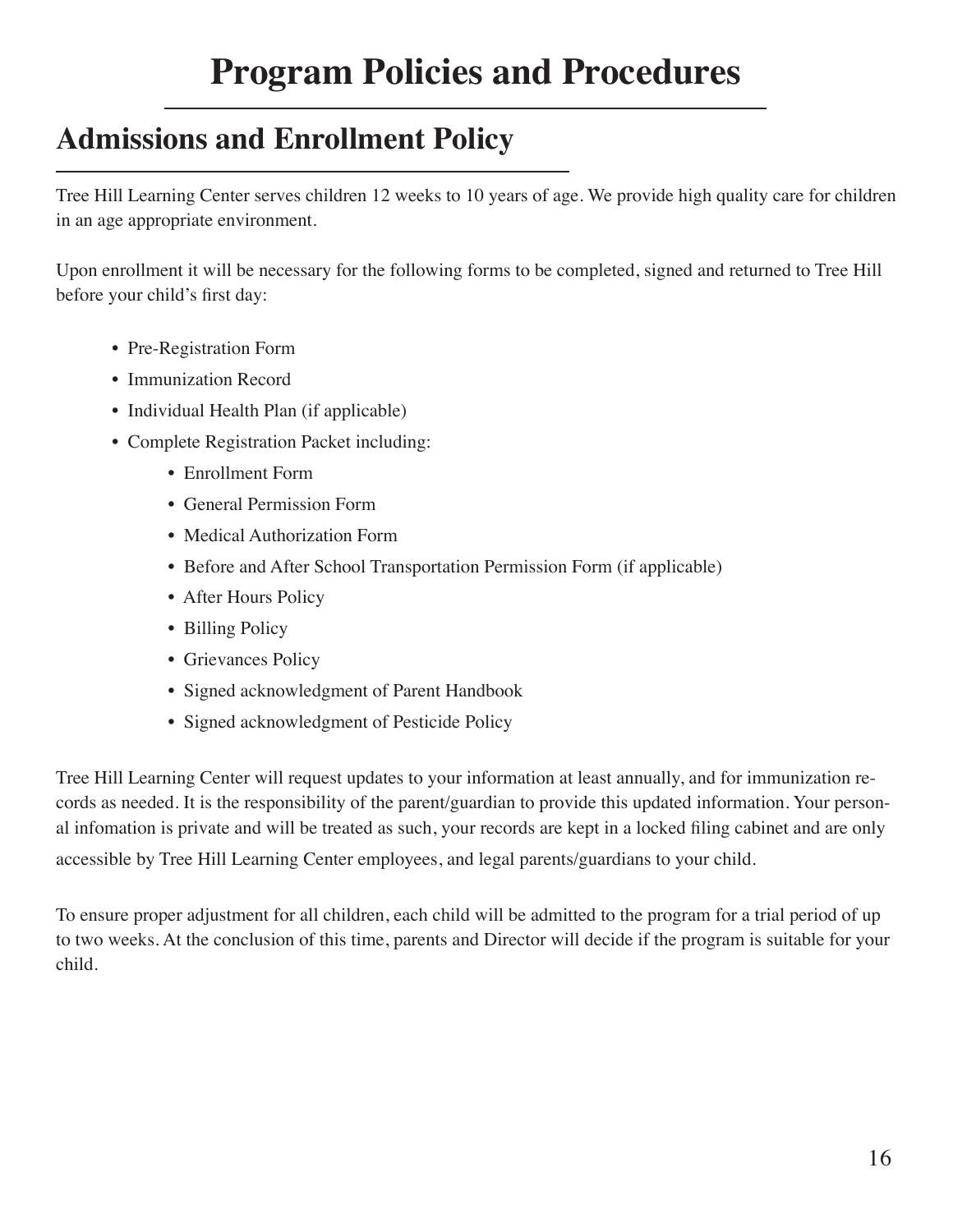# Program Policies and Procedures

## Admissions and Enrollment Policy

Tree Hill Learning Center serves children 12 weeks to 10 years of age. We provide high quality care for children in an age appropriate environment.

Upon enrollment it will be necessary for the following forms to be completed, signed and returned to Tree Hill before your child's first day:

- Pre-Registration Form
- Immunization Record
- Individual Health Plan (if applicable)
- Complete Registration Packet including:
  - Enrollment Form
  - General Permission Form
  - Medical Authorization Form
  - Before and After School Transportation Permission Form (if applicable)
  - After Hours Policy
  - Billing Policy
  - Grievances Policy
  - Signed acknowledgment of Parent Handbook
  - Signed acknowledgment of Pesticide Policy

Tree Hill Learning Center will request updates to your information at least annually, and for immunization records as needed. It is the responsibility of the parent/guardian to provide this updated information. Your personal infomation is private and will be treated as such, your records are kept in a locked filing cabinet and are only accessible by Tree Hill Learning Center employees, and legal parents/guardians to your child.

To ensure proper adjustment for all children, each child will be admitted to the program for a trial period of up to two weeks. At the conclusion of this time, parents and Director will decide if the program is suitable for your child.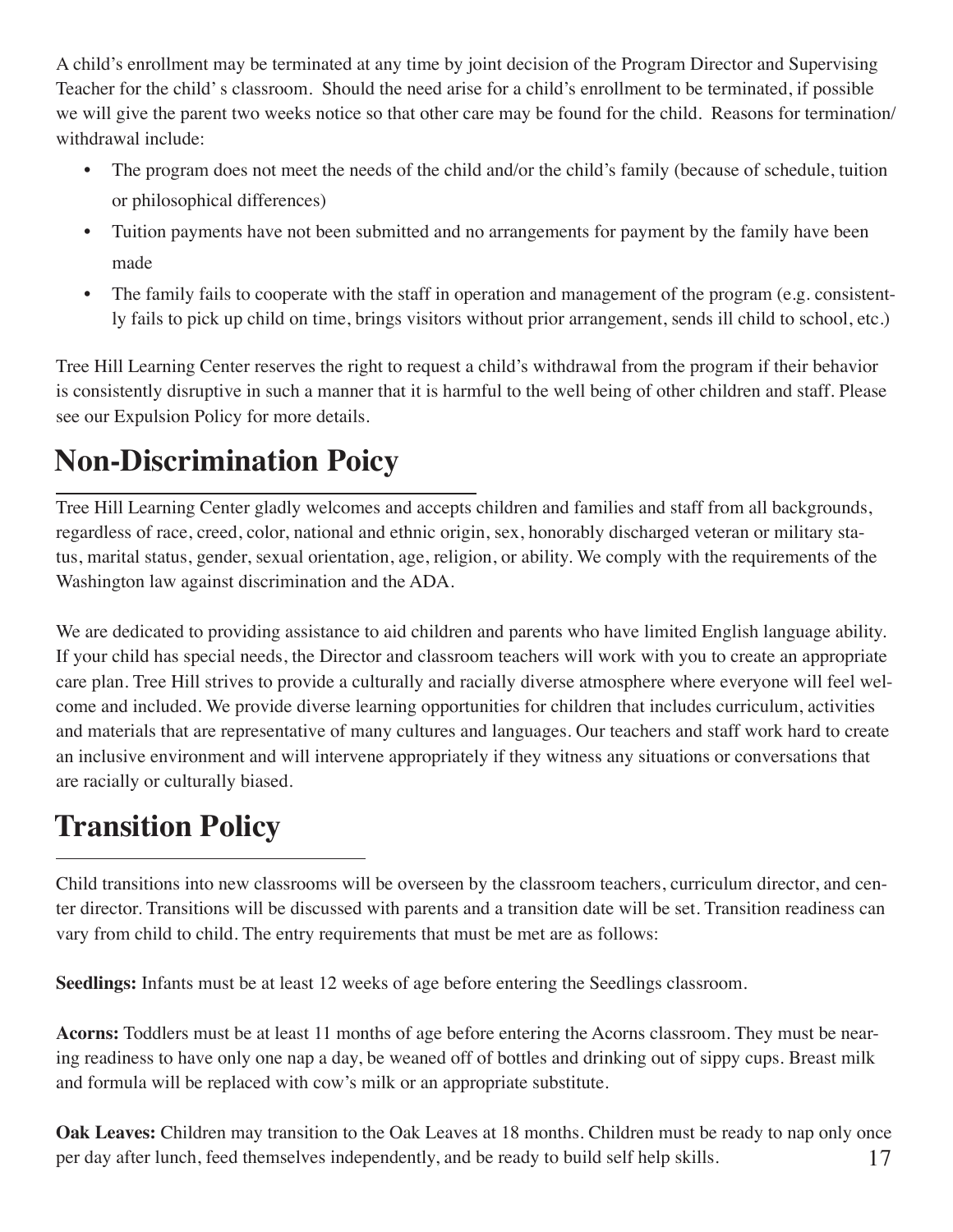A child's enrollment may be terminated at any time by joint decision of the Program Director and Supervising Teacher for the child' s classroom. Should the need arise for a child's enrollment to be terminated, if possible we will give the parent two weeks notice so that other care may be found for the child. Reasons for termination/ withdrawal include:

- The program does not meet the needs of the child and/or the child's family (because of schedule, tuition or philosophical differences)
- Tuition payments have not been submitted and no arrangements for payment by the family have been made
- The family fails to cooperate with the staff in operation and management of the program (e.g. consistently fails to pick up child on time, brings visitors without prior arrangement, sends ill child to school, etc.)

Tree Hill Learning Center reserves the right to request a child's withdrawal from the program if their behavior is consistently disruptive in such a manner that it is harmful to the well being of other children and staff. Please see our Expulsion Policy for more details.

# Non-Discrimination Poicy

Tree Hill Learning Center gladly welcomes and accepts children and families and staff from all backgrounds, regardless of race, creed, color, national and ethnic origin, sex, honorably discharged veteran or military status, marital status, gender, sexual orientation, age, religion, or ability. We comply with the requirements of the Washington law against discrimination and the ADA.

We are dedicated to providing assistance to aid children and parents who have limited English language ability. If your child has special needs, the Director and classroom teachers will work with you to create an appropriate care plan. Tree Hill strives to provide a culturally and racially diverse atmosphere where everyone will feel welcome and included. We provide diverse learning opportunities for children that includes curriculum, activities and materials that are representative of many cultures and languages. Our teachers and staff work hard to create an inclusive environment and will intervene appropriately if they witness any situations or conversations that are racially or culturally biased.

# Transition Policy

Child transitions into new classrooms will be overseen by the classroom teachers, curriculum director, and center director. Transitions will be discussed with parents and a transition date will be set. Transition readiness can vary from child to child. The entry requirements that must be met are as follows:

**Seedlings:** Infants must be at least 12 weeks of age before entering the Seedlings classroom.

**Acorns:** Toddlers must be at least 11 months of age before entering the Acorns classroom. They must be nearing readiness to have only one nap a day, be weaned off of bottles and drinking out of sippy cups. Breast milk and formula will be replaced with cow's milk or an appropriate substitute.

**Oak Leaves:** Children may transition to the Oak Leaves at 18 months. Children must be ready to nap only once per day after lunch, feed themselves independently, and be ready to build self help skills.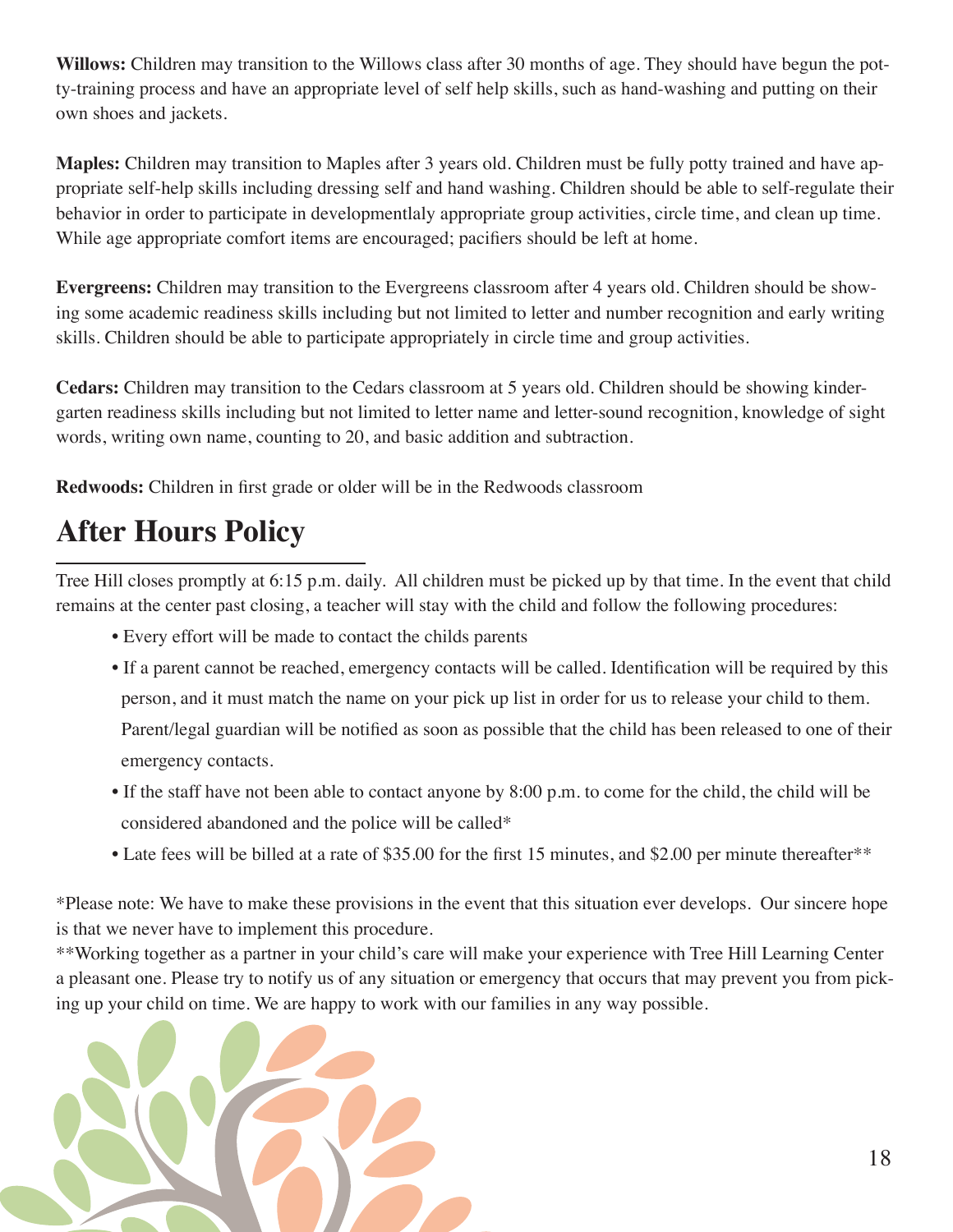**Willows:** Children may transition to the Willows class after 30 months of age. They should have begun the potty-training process and have an appropriate level of self help skills, such as hand-washing and putting on their own shoes and jackets.

**Maples:** Children may transition to Maples after 3 years old. Children must be fully potty trained and have appropriate self-help skills including dressing self and hand washing. Children should be able to self-regulate their behavior in order to participate in developmentlaly appropriate group activities, circle time, and clean up time. While age appropriate comfort items are encouraged; pacifiers should be left at home.

**Evergreens:** Children may transition to the Evergreens classroom after 4 years old. Children should be showing some academic readiness skills including but not limited to letter and number recognition and early writing skills. Children should be able to participate appropriately in circle time and group activities.

**Cedars:** Children may transition to the Cedars classroom at 5 years old. Children should be showing kindergarten readiness skills including but not limited to letter name and letter-sound recognition, knowledge of sight words, writing own name, counting to 20, and basic addition and subtraction.

**Redwoods:** Children in first grade or older will be in the Redwoods classroom

# After Hours Policy

Tree Hill closes promptly at 6:15 p.m. daily. All children must be picked up by that time. In the event that child remains at the center past closing, a teacher will stay with the child and follow the following procedures:

- Every effort will be made to contact the childs parents
- If a parent cannot be reached, emergency contacts will be called. Identification will be required by this person, and it must match the name on your pick up list in order for us to release your child to them. Parent/legal guardian will be notified as soon as possible that the child has been released to one of their emergency contacts.
- If the staff have not been able to contact anyone by 8:00 p.m. to come for the child, the child will be considered abandoned and the police will be called*
- Late fees will be billed at a rate of $35.00 for the first 15 minutes, and $2.00 per minute thereafter**

*Please note: We have to make these provisions in the event that this situation ever develops. Our sincere hope is that we never have to implement this procedure.

**Working together as a partner in your child's care will make your experience with Tree Hill Learning Center a pleasant one. Please try to notify us of any situation or emergency that occurs that may prevent you from picking up your child on time. We are happy to work with our families in any way possible.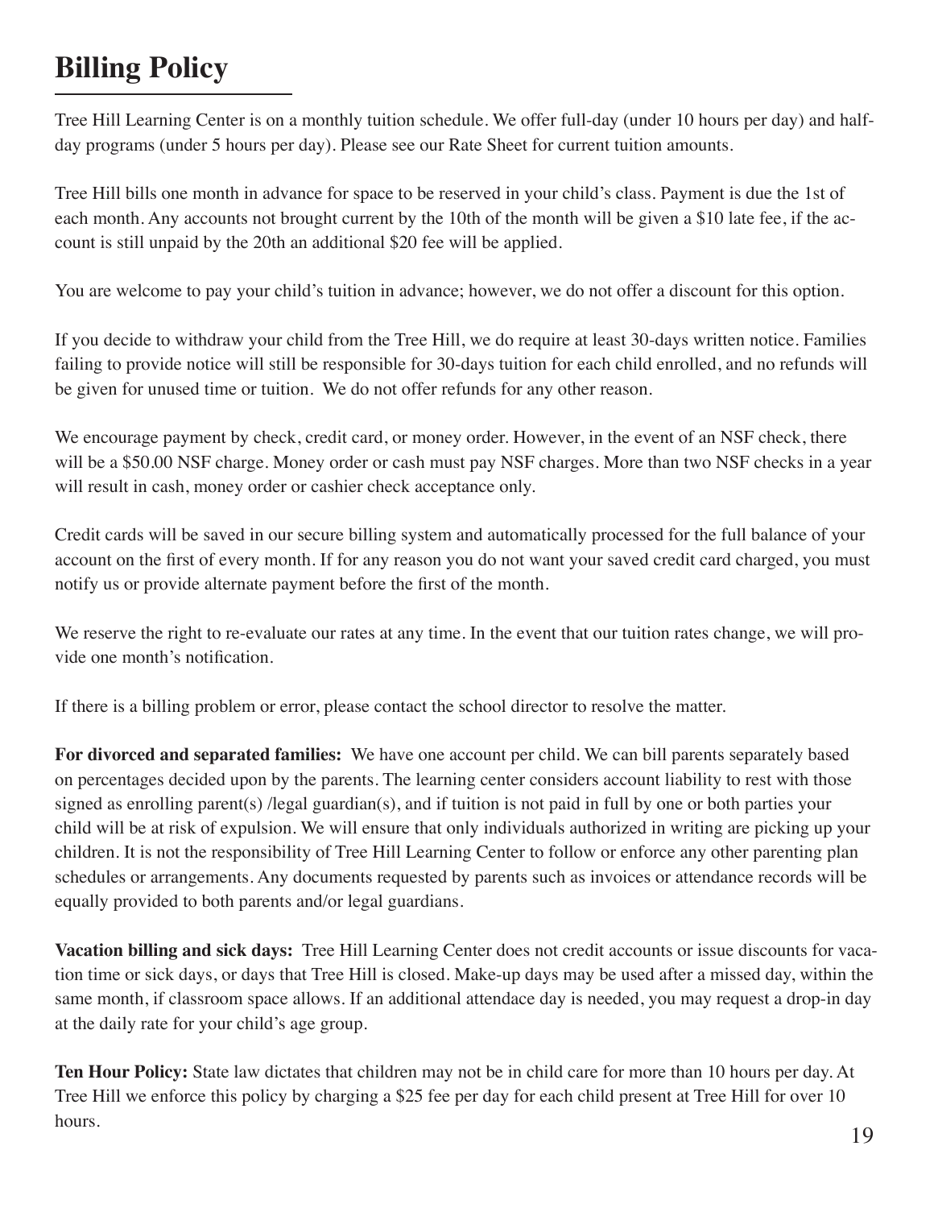# Billing Policy

Tree Hill Learning Center is on a monthly tuition schedule. We offer full-day (under 10 hours per day) and half-day programs (under 5 hours per day). Please see our Rate Sheet for current tuition amounts.

Tree Hill bills one month in advance for space to be reserved in your child's class. Payment is due the 1st of each month. Any accounts not brought current by the 10th of the month will be given a $10 late fee, if the account is still unpaid by the 20th an additional $20 fee will be applied.

You are welcome to pay your child's tuition in advance; however, we do not offer a discount for this option.

If you decide to withdraw your child from the Tree Hill, we do require at least 30-days written notice. Families failing to provide notice will still be responsible for 30-days tuition for each child enrolled, and no refunds will be given for unused time or tuition.  We do not offer refunds for any other reason.

We encourage payment by check, credit card, or money order. However, in the event of an NSF check, there will be a $50.00 NSF charge. Money order or cash must pay NSF charges. More than two NSF checks in a year will result in cash, money order or cashier check acceptance only.

Credit cards will be saved in our secure billing system and automatically processed for the full balance of your account on the first of every month. If for any reason you do not want your saved credit card charged, you must notify us or provide alternate payment before the first of the month.

We reserve the right to re-evaluate our rates at any time. In the event that our tuition rates change, we will provide one month's notification.

If there is a billing problem or error, please contact the school director to resolve the matter.

**For divorced and separated families:** We have one account per child. We can bill parents separately based on percentages decided upon by the parents. The learning center considers account liability to rest with those signed as enrolling parent(s) /legal guardian(s), and if tuition is not paid in full by one or both parties your child will be at risk of expulsion. We will ensure that only individuals authorized in writing are picking up your children. It is not the responsibility of Tree Hill Learning Center to follow or enforce any other parenting plan schedules or arrangements. Any documents requested by parents such as invoices or attendance records will be equally provided to both parents and/or legal guardians.

**Vacation billing and sick days:** Tree Hill Learning Center does not credit accounts or issue discounts for vacation time or sick days, or days that Tree Hill is closed. Make-up days may be used after a missed day, within the same month, if classroom space allows. If an additional attendace day is needed, you may request a drop-in day at the daily rate for your child's age group.

**Ten Hour Policy:** State law dictates that children may not be in child care for more than 10 hours per day. At Tree Hill we enforce this policy by charging a $25 fee per day for each child present at Tree Hill for over 10 hours.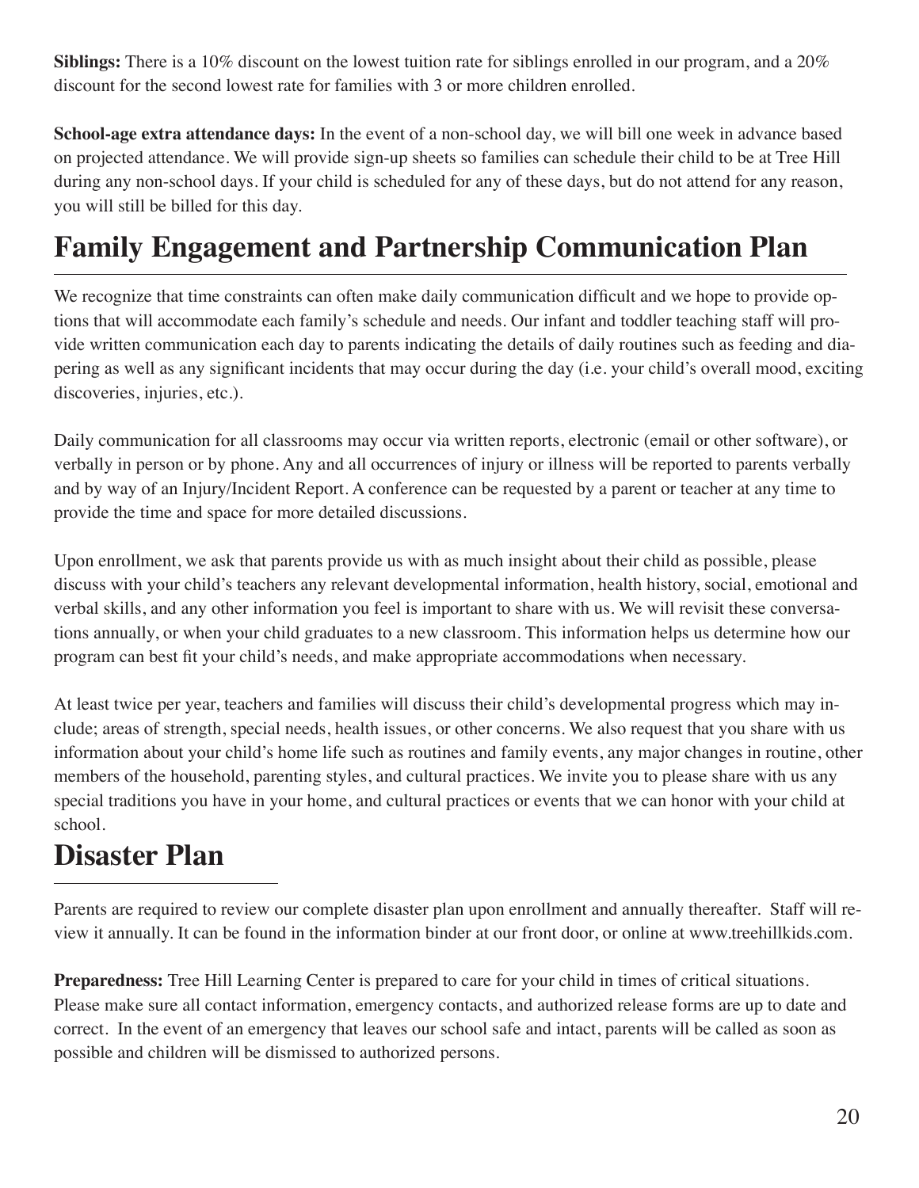**Siblings:** There is a 10% discount on the lowest tuition rate for siblings enrolled in our program, and a 20% discount for the second lowest rate for families with 3 or more children enrolled.

**School-age extra attendance days:** In the event of a non-school day, we will bill one week in advance based on projected attendance. We will provide sign-up sheets so families can schedule their child to be at Tree Hill during any non-school days. If your child is scheduled for any of these days, but do not attend for any reason, you will still be billed for this day.

# Family Engagement and Partnership Communication Plan

We recognize that time constraints can often make daily communication difficult and we hope to provide options that will accommodate each family's schedule and needs. Our infant and toddler teaching staff will provide written communication each day to parents indicating the details of daily routines such as feeding and diapering as well as any significant incidents that may occur during the day (i.e. your child's overall mood, exciting discoveries, injuries, etc.).

Daily communication for all classrooms may occur via written reports, electronic (email or other software), or verbally in person or by phone. Any and all occurrences of injury or illness will be reported to parents verbally and by way of an Injury/Incident Report. A conference can be requested by a parent or teacher at any time to provide the time and space for more detailed discussions.

Upon enrollment, we ask that parents provide us with as much insight about their child as possible, please discuss with your child's teachers any relevant developmental information, health history, social, emotional and verbal skills, and any other information you feel is important to share with us. We will revisit these conversations annually, or when your child graduates to a new classroom. This information helps us determine how our program can best fit your child's needs, and make appropriate accommodations when necessary.

At least twice per year, teachers and families will discuss their child's developmental progress which may include; areas of strength, special needs, health issues, or other concerns. We also request that you share with us information about your child's home life such as routines and family events, any major changes in routine, other members of the household, parenting styles, and cultural practices. We invite you to please share with us any special traditions you have in your home, and cultural practices or events that we can honor with your child at school.

# Disaster Plan

Parents are required to review our complete disaster plan upon enrollment and annually thereafter. Staff will review it annually. It can be found in the information binder at our front door, or online at www.treehillkids.com.

**Preparedness:** Tree Hill Learning Center is prepared to care for your child in times of critical situations. Please make sure all contact information, emergency contacts, and authorized release forms are up to date and correct. In the event of an emergency that leaves our school safe and intact, parents will be called as soon as possible and children will be dismissed to authorized persons.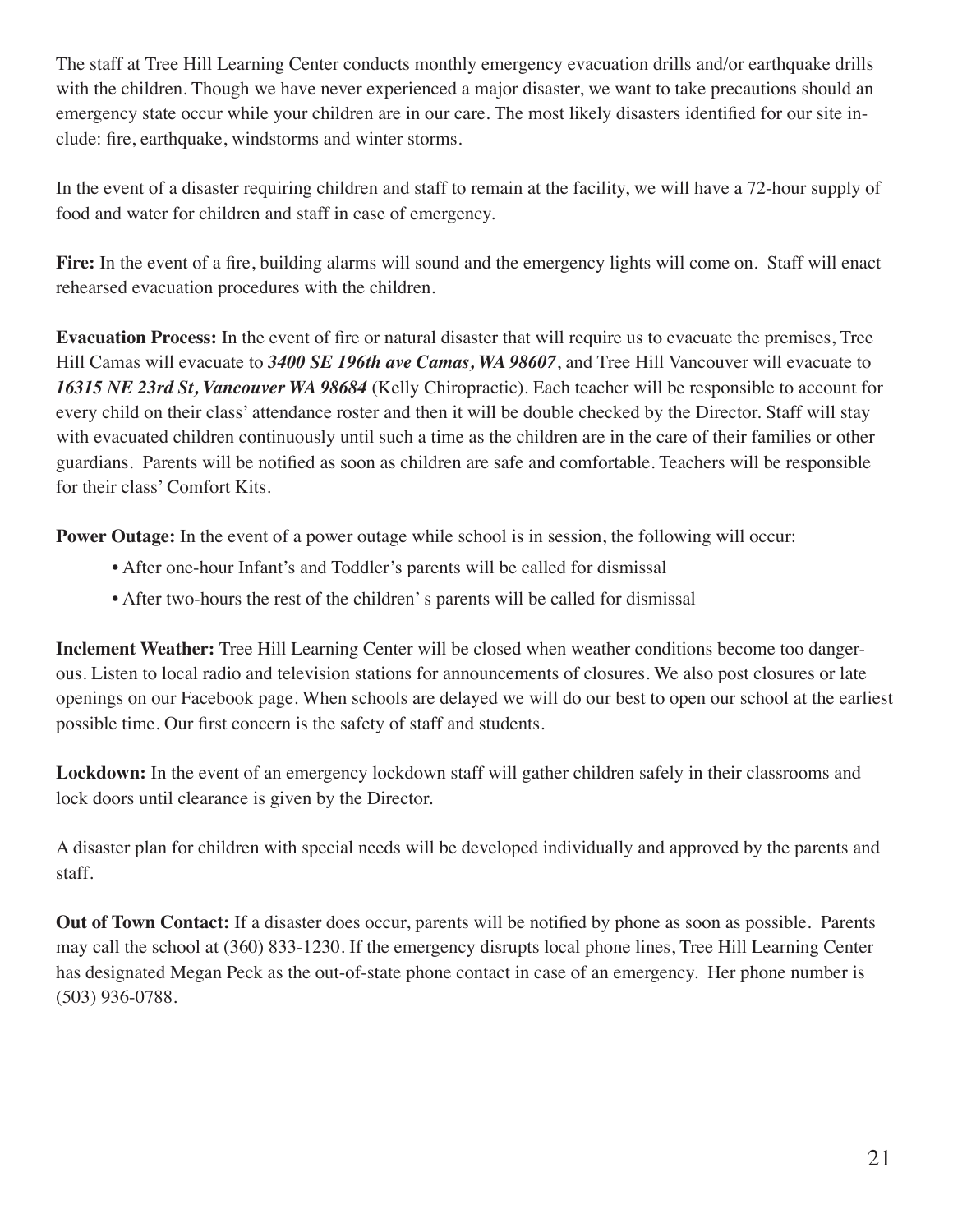The staff at Tree Hill Learning Center conducts monthly emergency evacuation drills and/or earthquake drills with the children. Though we have never experienced a major disaster, we want to take precautions should an emergency state occur while your children are in our care. The most likely disasters identified for our site include: fire, earthquake, windstorms and winter storms.

In the event of a disaster requiring children and staff to remain at the facility, we will have a 72-hour supply of food and water for children and staff in case of emergency.

**Fire:** In the event of a fire, building alarms will sound and the emergency lights will come on. Staff will enact rehearsed evacuation procedures with the children.

**Evacuation Process:** In the event of fire or natural disaster that will require us to evacuate the premises, Tree Hill Camas will evacuate to ***3400 SE 196th ave Camas, WA 98607***, and Tree Hill Vancouver will evacuate to ***16315 NE 23rd St, Vancouver WA 98684*** (Kelly Chiropractic). Each teacher will be responsible to account for every child on their class' attendance roster and then it will be double checked by the Director. Staff will stay with evacuated children continuously until such a time as the children are in the care of their families or other guardians. Parents will be notified as soon as children are safe and comfortable. Teachers will be responsible for their class' Comfort Kits.

**Power Outage:** In the event of a power outage while school is in session, the following will occur:

- After one-hour Infant's and Toddler's parents will be called for dismissal
- After two-hours the rest of the children' s parents will be called for dismissal

**Inclement Weather:** Tree Hill Learning Center will be closed when weather conditions become too dangerous. Listen to local radio and television stations for announcements of closures. We also post closures or late openings on our Facebook page. When schools are delayed we will do our best to open our school at the earliest possible time. Our first concern is the safety of staff and students.

**Lockdown:** In the event of an emergency lockdown staff will gather children safely in their classrooms and lock doors until clearance is given by the Director.

A disaster plan for children with special needs will be developed individually and approved by the parents and staff.

**Out of Town Contact:** If a disaster does occur, parents will be notified by phone as soon as possible. Parents may call the school at (360) 833-1230. If the emergency disrupts local phone lines, Tree Hill Learning Center has designated Megan Peck as the out-of-state phone contact in case of an emergency. Her phone number is (503) 936-0788.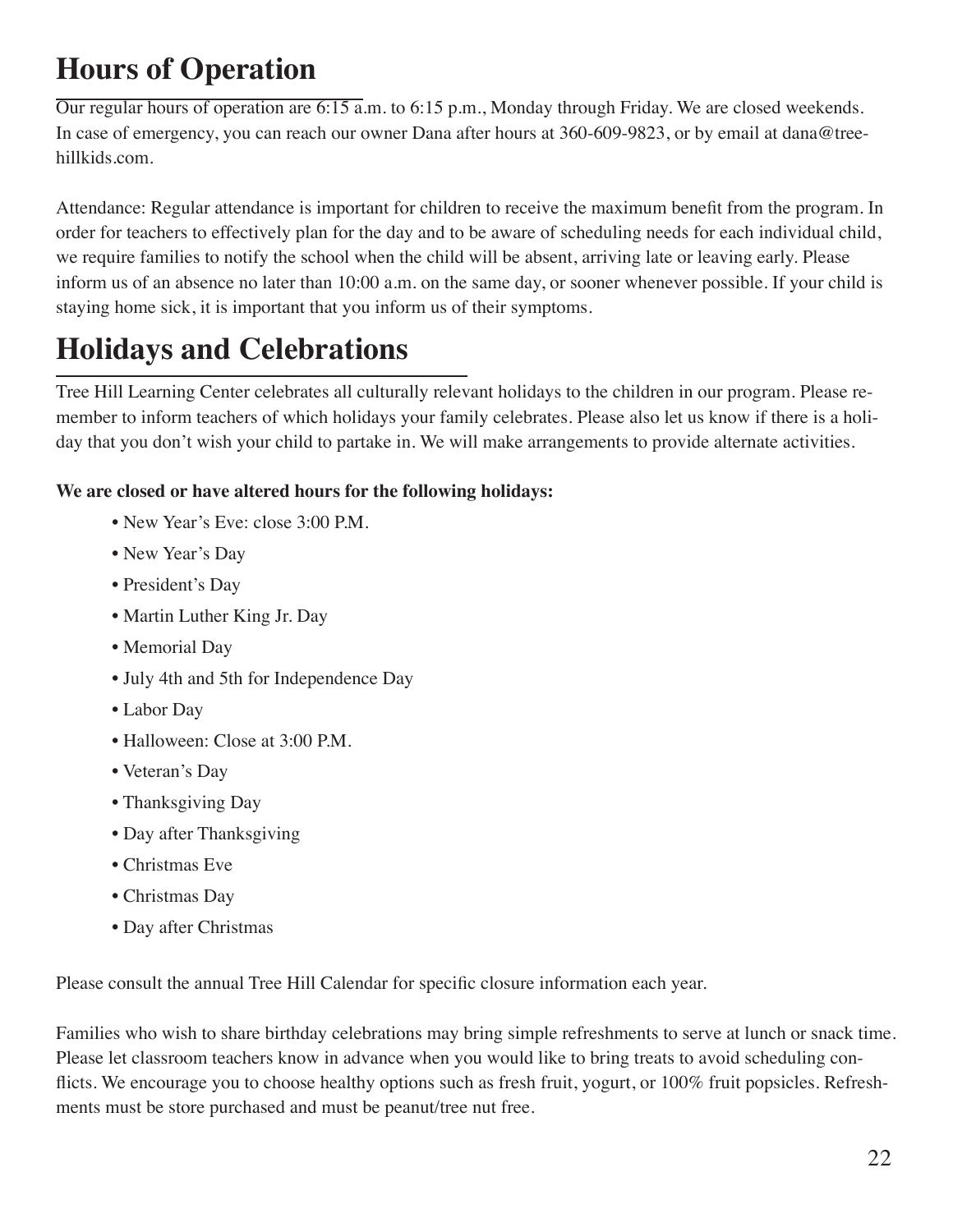# Hours of Operation

Our regular hours of operation are 6:15 a.m. to 6:15 p.m., Monday through Friday. We are closed weekends. In case of emergency, you can reach our owner Dana after hours at 360-609-9823, or by email at dana@treehillkids.com.

Attendance: Regular attendance is important for children to receive the maximum benefit from the program. In order for teachers to effectively plan for the day and to be aware of scheduling needs for each individual child, we require families to notify the school when the child will be absent, arriving late or leaving early. Please inform us of an absence no later than 10:00 a.m. on the same day, or sooner whenever possible. If your child is staying home sick, it is important that you inform us of their symptoms.

# Holidays and Celebrations

Tree Hill Learning Center celebrates all culturally relevant holidays to the children in our program. Please remember to inform teachers of which holidays your family celebrates. Please also let us know if there is a holiday that you don't wish your child to partake in. We will make arrangements to provide alternate activities.

**We are closed or have altered hours for the following holidays:**

- New Year's Eve: close 3:00 P.M.
- New Year's Day
- President's Day
- Martin Luther King Jr. Day
- Memorial Day
- July 4th and 5th for Independence Day
- Labor Day
- Halloween: Close at 3:00 P.M.
- Veteran's Day
- Thanksgiving Day
- Day after Thanksgiving
- Christmas Eve
- Christmas Day
- Day after Christmas

Please consult the annual Tree Hill Calendar for specific closure information each year.

Families who wish to share birthday celebrations may bring simple refreshments to serve at lunch or snack time. Please let classroom teachers know in advance when you would like to bring treats to avoid scheduling conflicts. We encourage you to choose healthy options such as fresh fruit, yogurt, or 100% fruit popsicles. Refreshments must be store purchased and must be peanut/tree nut free.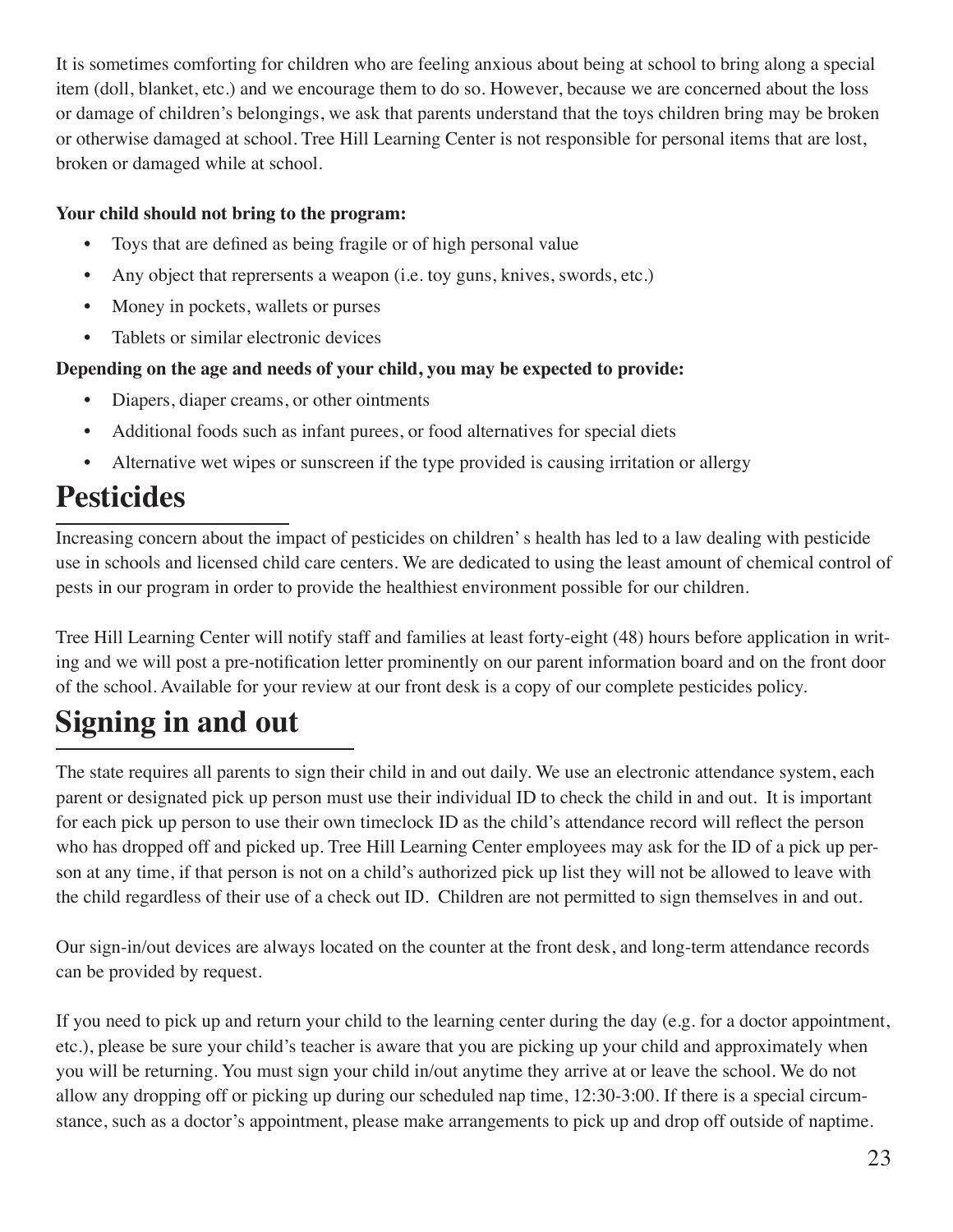It is sometimes comforting for children who are feeling anxious about being at school to bring along a special item (doll, blanket, etc.) and we encourage them to do so. However, because we are concerned about the loss or damage of children's belongings, we ask that parents understand that the toys children bring may be broken or otherwise damaged at school. Tree Hill Learning Center is not responsible for personal items that are lost, broken or damaged while at school.

**Your child should not bring to the program:**

- Toys that are defined as being fragile or of high personal value
- Any object that reprersents a weapon (i.e. toy guns, knives, swords, etc.)
- Money in pockets, wallets or purses
- Tablets or similar electronic devices

**Depending on the age and needs of your child, you may be expected to provide:**

- Diapers, diaper creams, or other ointments
- Additional foods such as infant purees, or food alternatives for special diets
- Alternative wet wipes or sunscreen if the type provided is causing irritation or allergy

# Pesticides

Increasing concern about the impact of pesticides on children' s health has led to a law dealing with pesticide use in schools and licensed child care centers. We are dedicated to using the least amount of chemical control of pests in our program in order to provide the healthiest environment possible for our children.

Tree Hill Learning Center will notify staff and families at least forty-eight (48) hours before application in writing and we will post a pre-notification letter prominently on our parent information board and on the front door of the school. Available for your review at our front desk is a copy of our complete pesticides policy.

# Signing in and out

The state requires all parents to sign their child in and out daily. We use an electronic attendance system, each parent or designated pick up person must use their individual ID to check the child in and out. It is important for each pick up person to use their own timeclock ID as the child's attendance record will reflect the person who has dropped off and picked up. Tree Hill Learning Center employees may ask for the ID of a pick up person at any time, if that person is not on a child's authorized pick up list they will not be allowed to leave with the child regardless of their use of a check out ID. Children are not permitted to sign themselves in and out.

Our sign-in/out devices are always located on the counter at the front desk, and long-term attendance records can be provided by request.

If you need to pick up and return your child to the learning center during the day (e.g. for a doctor appointment, etc.), please be sure your child's teacher is aware that you are picking up your child and approximately when you will be returning. You must sign your child in/out anytime they arrive at or leave the school. We do not allow any dropping off or picking up during our scheduled nap time, 12:30-3:00. If there is a special circumstance, such as a doctor's appointment, please make arrangements to pick up and drop off outside of naptime.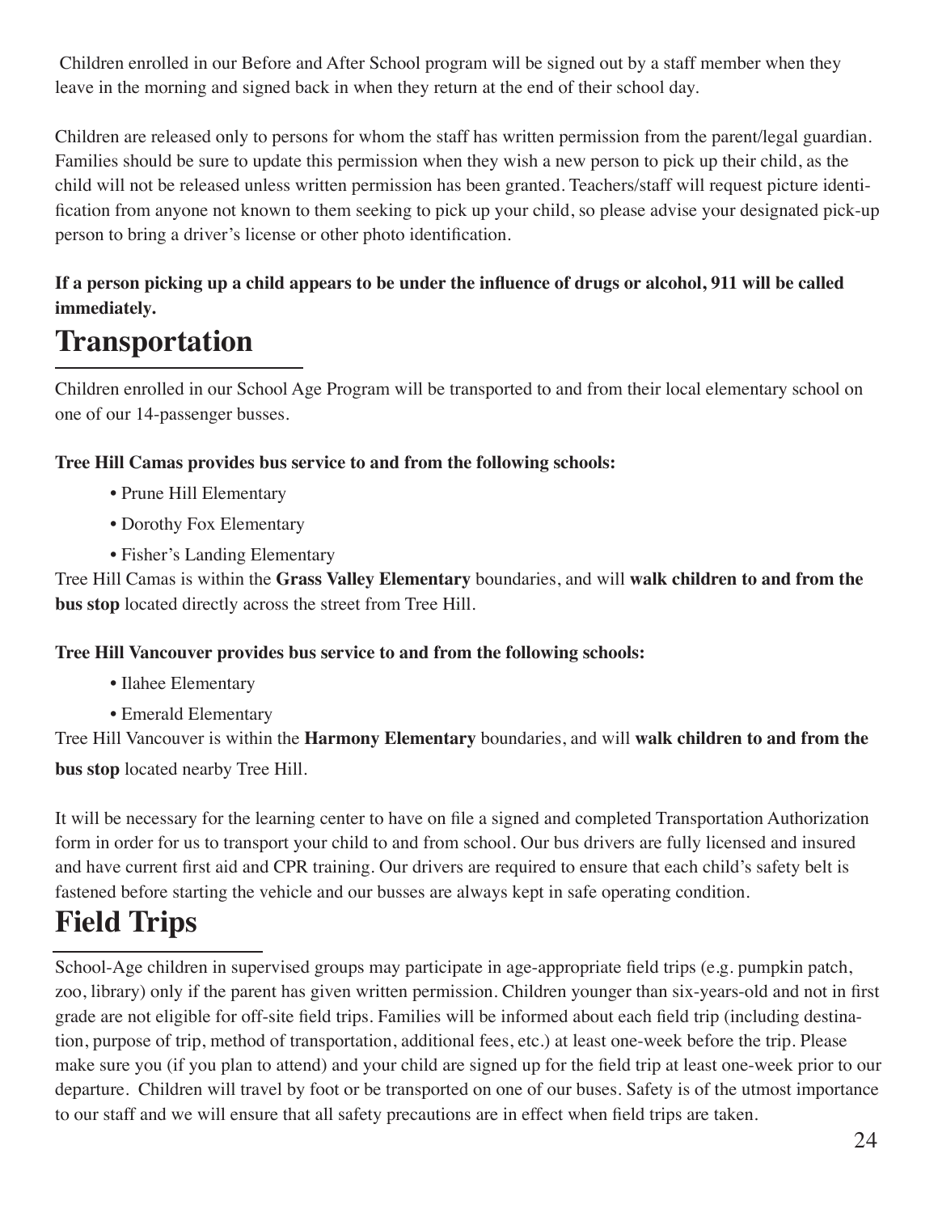Children enrolled in our Before and After School program will be signed out by a staff member when they leave in the morning and signed back in when they return at the end of their school day.

Children are released only to persons for whom the staff has written permission from the parent/legal guardian. Families should be sure to update this permission when they wish a new person to pick up their child, as the child will not be released unless written permission has been granted. Teachers/staff will request picture identification from anyone not known to them seeking to pick up your child, so please advise your designated pick-up person to bring a driver's license or other photo identification.

**If a person picking up a child appears to be under the influence of drugs or alcohol, 911 will be called immediately.**

# Transportation

Children enrolled in our School Age Program will be transported to and from their local elementary school on one of our 14-passenger busses.

**Tree Hill Camas provides bus service to and from the following schools:**

- Prune Hill Elementary
- Dorothy Fox Elementary
- Fisher's Landing Elementary

Tree Hill Camas is within the **Grass Valley Elementary** boundaries, and will **walk children to and from the bus stop** located directly across the street from Tree Hill.

**Tree Hill Vancouver provides bus service to and from the following schools:**

- Ilahee Elementary
- Emerald Elementary

Tree Hill Vancouver is within the **Harmony Elementary** boundaries, and will **walk children to and from the bus stop** located nearby Tree Hill.

It will be necessary for the learning center to have on file a signed and completed Transportation Authorization form in order for us to transport your child to and from school. Our bus drivers are fully licensed and insured and have current first aid and CPR training. Our drivers are required to ensure that each child's safety belt is fastened before starting the vehicle and our busses are always kept in safe operating condition.

# Field Trips

School-Age children in supervised groups may participate in age-appropriate field trips (e.g. pumpkin patch, zoo, library) only if the parent has given written permission. Children younger than six-years-old and not in first grade are not eligible for off-site field trips. Families will be informed about each field trip (including destination, purpose of trip, method of transportation, additional fees, etc.) at least one-week before the trip. Please make sure you (if you plan to attend) and your child are signed up for the field trip at least one-week prior to our departure. Children will travel by foot or be transported on one of our buses. Safety is of the utmost importance to our staff and we will ensure that all safety precautions are in effect when field trips are taken.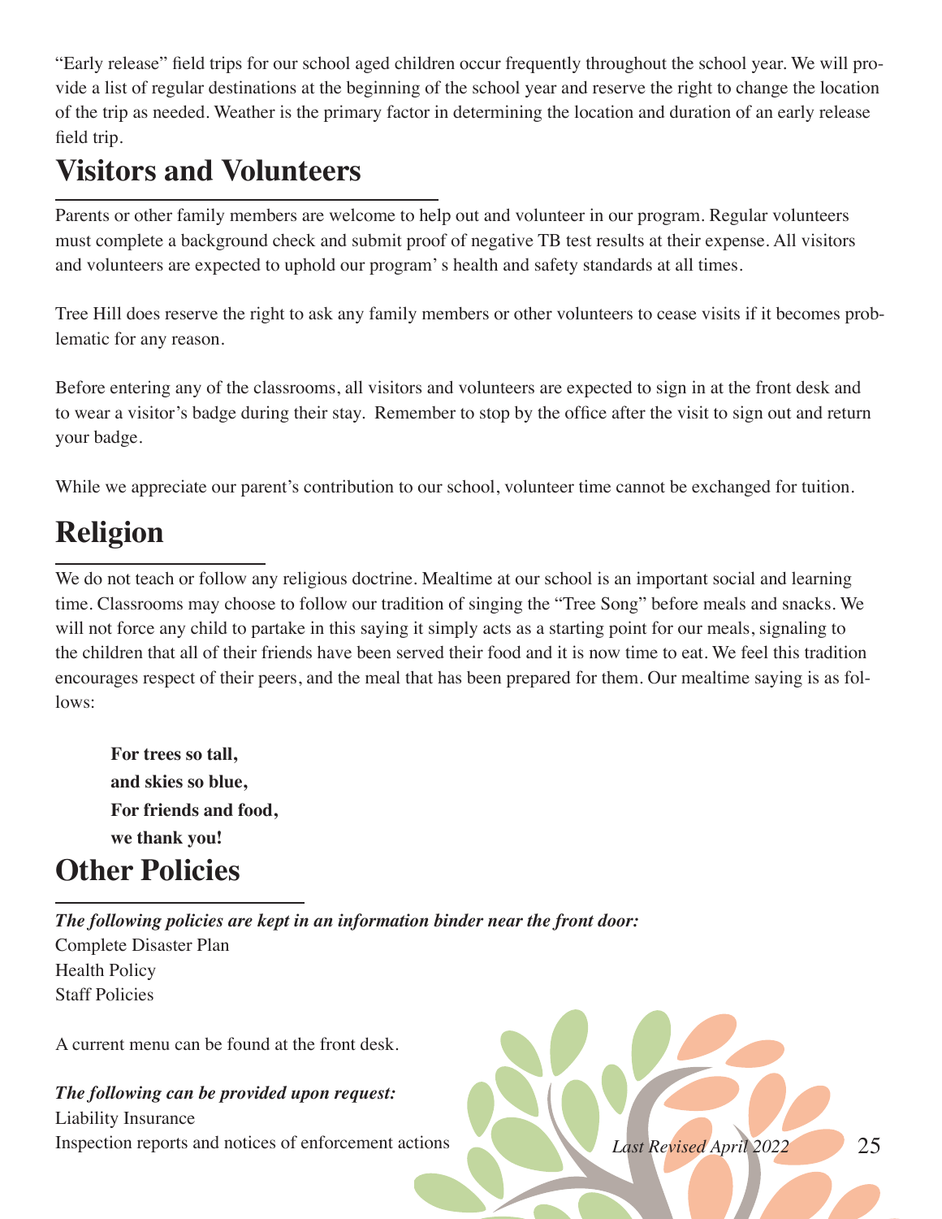"Early release" field trips for our school aged children occur frequently throughout the school year. We will provide a list of regular destinations at the beginning of the school year and reserve the right to change the location of the trip as needed. Weather is the primary factor in determining the location and duration of an early release field trip.

# Visitors and Volunteers

Parents or other family members are welcome to help out and volunteer in our program. Regular volunteers must complete a background check and submit proof of negative TB test results at their expense. All visitors and volunteers are expected to uphold our program' s health and safety standards at all times.

Tree Hill does reserve the right to ask any family members or other volunteers to cease visits if it becomes problematic for any reason.

Before entering any of the classrooms, all visitors and volunteers are expected to sign in at the front desk and to wear a visitor's badge during their stay.  Remember to stop by the office after the visit to sign out and return your badge.

While we appreciate our parent's contribution to our school, volunteer time cannot be exchanged for tuition.

# Religion

We do not teach or follow any religious doctrine. Mealtime at our school is an important social and learning time. Classrooms may choose to follow our tradition of singing the "Tree Song" before meals and snacks. We will not force any child to partake in this saying it simply acts as a starting point for our meals, signaling to the children that all of their friends have been served their food and it is now time to eat. We feel this tradition encourages respect of their peers, and the meal that has been prepared for them. Our mealtime saying is as follows:

> **For trees so tall,**
> **and skies so blue,**
> **For friends and food,**
> **we thank you!**

# Other Policies

***The following policies are kept in an information binder near the front door:***
Complete Disaster Plan
Health Policy
Staff Policies

A current menu can be found at the front desk.

***The following can be provided upon request:***
Liability Insurance
Inspection reports and notices of enforcement actions

*Last Revised April 2022*